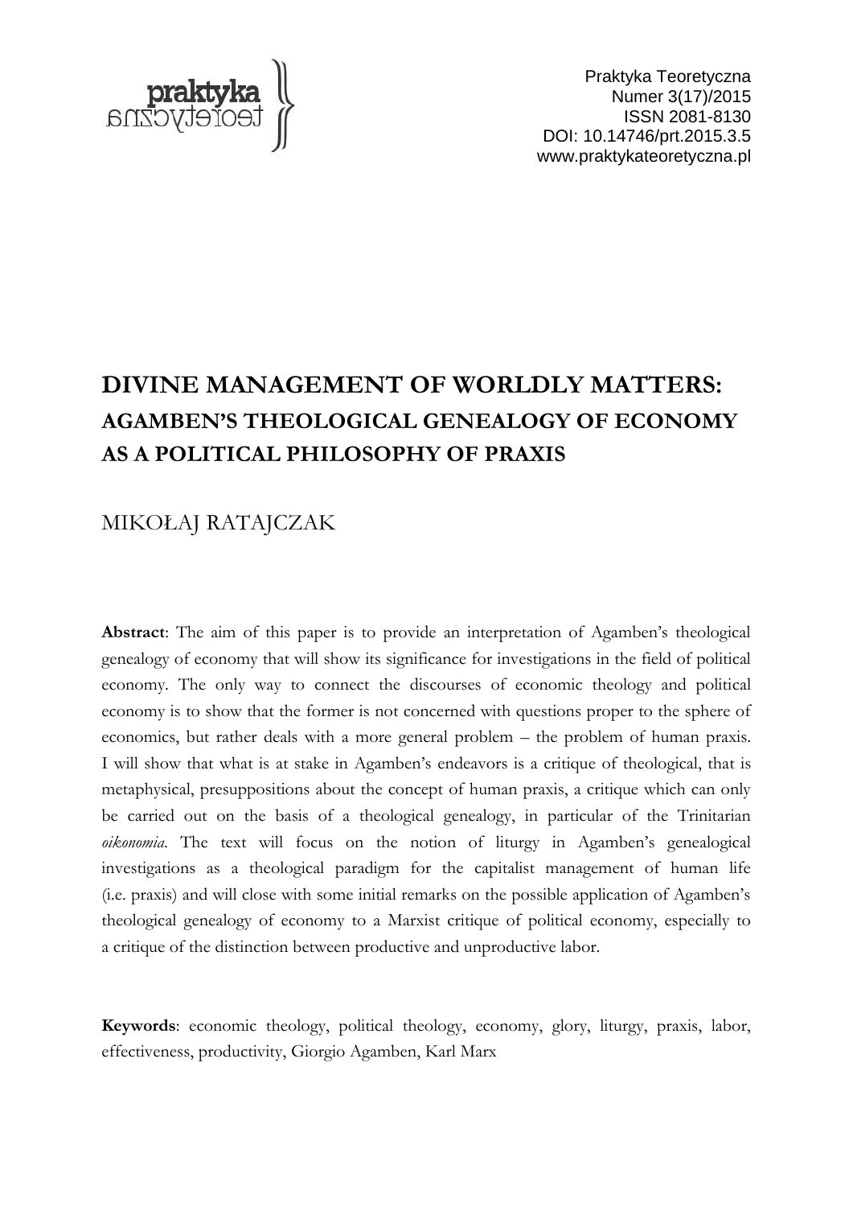# DIVINE MANAGEMENT OF WORLDLY MATTERS: AGAMBEN'S THEOLOGICAL GENEALOGY OF ECONOMY AS A POLITICAL PHILOSOPHY OF PRAXIS

MIKOŁAJ RATAJCZAK

**Abstract**: The aim of this paper is to provide an interpretation of Agamben's theological genealogy of economy that will show its significance for investigations in the field of political economy. The only way to connect the discourses of economic theology and political economy is to show that the former is not concerned with questions proper to the sphere of economics, but rather deals with a more general problem – the problem of human praxis. I will show that what is at stake in Agamben's endeavors is a critique of theological, that is metaphysical, presuppositions about the concept of human praxis, a critique which can only be carried out on the basis of a theological genealogy, in particular of the Trinitarian *oikonomia*. The text will focus on the notion of liturgy in Agamben's genealogical investigations as a theological paradigm for the capitalist management of human life (i.e. praxis) and will close with some initial remarks on the possible application of Agamben's theological genealogy of economy to a Marxist critique of political economy, especially to a critique of the distinction between productive and unproductive labor.

**Keywords**: economic theology, political theology, economy, glory, liturgy, praxis, labor, effectiveness, productivity, Giorgio Agamben, Karl Marx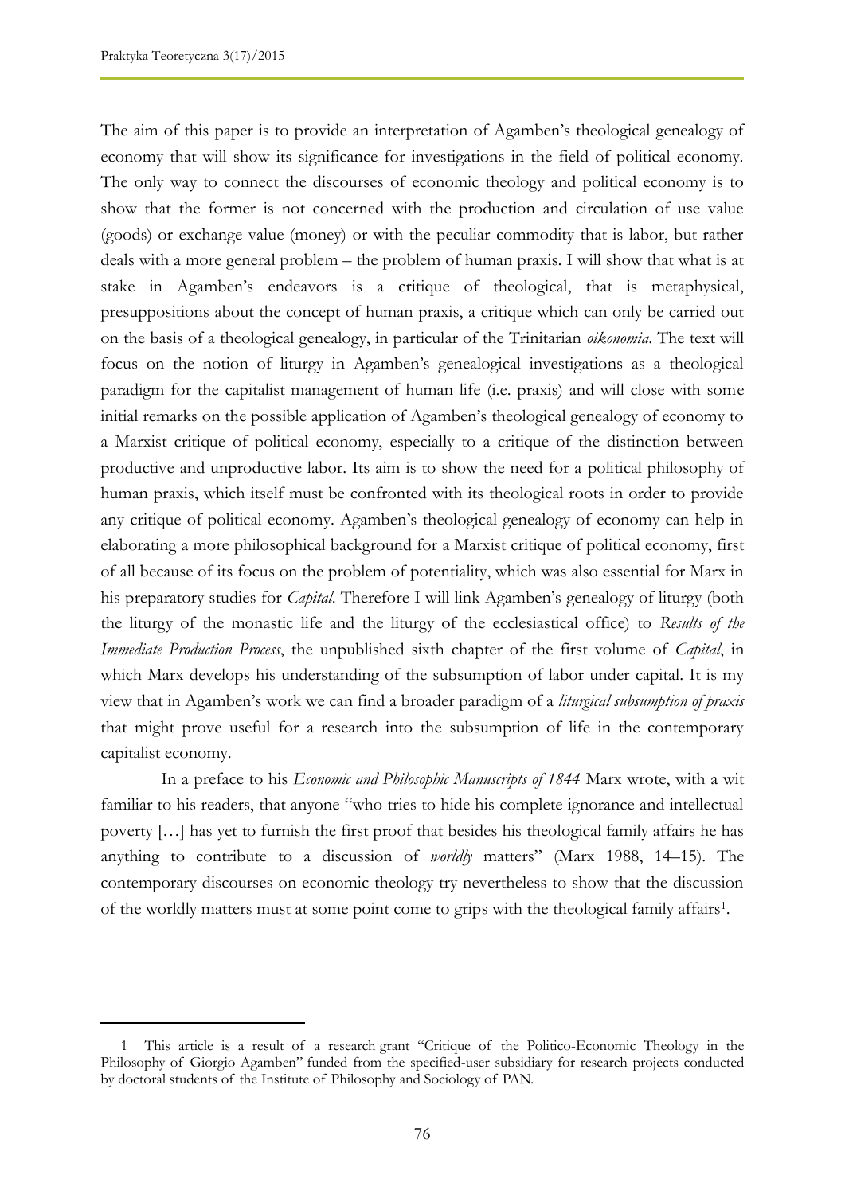The aim of this paper is to provide an interpretation of Agamben's theological genealogy of economy that will show its significance for investigations in the field of political economy. The only way to connect the discourses of economic theology and political economy is to show that the former is not concerned with the production and circulation of use value (goods) or exchange value (money) or with the peculiar commodity that is labor, but rather deals with a more general problem – the problem of human praxis. I will show that what is at stake in Agamben's endeavors is a critique of theological, that is metaphysical, presuppositions about the concept of human praxis, a critique which can only be carried out on the basis of a theological genealogy, in particular of the Trinitarian *oikonomia*. The text will focus on the notion of liturgy in Agamben's genealogical investigations as a theological paradigm for the capitalist management of human life (i.e. praxis) and will close with some initial remarks on the possible application of Agamben's theological genealogy of economy to a Marxist critique of political economy, especially to a critique of the distinction between productive and unproductive labor. Its aim is to show the need for a political philosophy of human praxis, which itself must be confronted with its theological roots in order to provide any critique of political economy. Agamben's theological genealogy of economy can help in elaborating a more philosophical background for a Marxist critique of political economy, first of all because of its focus on the problem of potentiality, which was also essential for Marx in his preparatory studies for *Capital*. Therefore I will link Agamben's genealogy of liturgy (both the liturgy of the monastic life and the liturgy of the ecclesiastical office) to *Results of the Immediate Production Process*, the unpublished sixth chapter of the first volume of *Capital*, in which Marx develops his understanding of the subsumption of labor under capital. It is my view that in Agamben's work we can find a broader paradigm of a *liturgical subsumption of praxis* that might prove useful for a research into the subsumption of life in the contemporary capitalist economy.

In a preface to his *Economic and Philosophic Manuscripts of 1844* Marx wrote, with a wit familiar to his readers, that anyone "who tries to hide his complete ignorance and intellectual poverty […] has yet to furnish the first proof that besides his theological family affairs he has anything to contribute to a discussion of *worldly* matters" (Marx 1988, 14–15). The contemporary discourses on economic theology try nevertheless to show that the discussion of the worldly matters must at some point come to grips with the theological family affairs[1].

---

1 This article is a result of a research grant "Critique of the Politico-Economic Theology in the Philosophy of Giorgio Agamben" funded from the specified-user subsidiary for research projects conducted by doctoral students of the Institute of Philosophy and Sociology of PAN.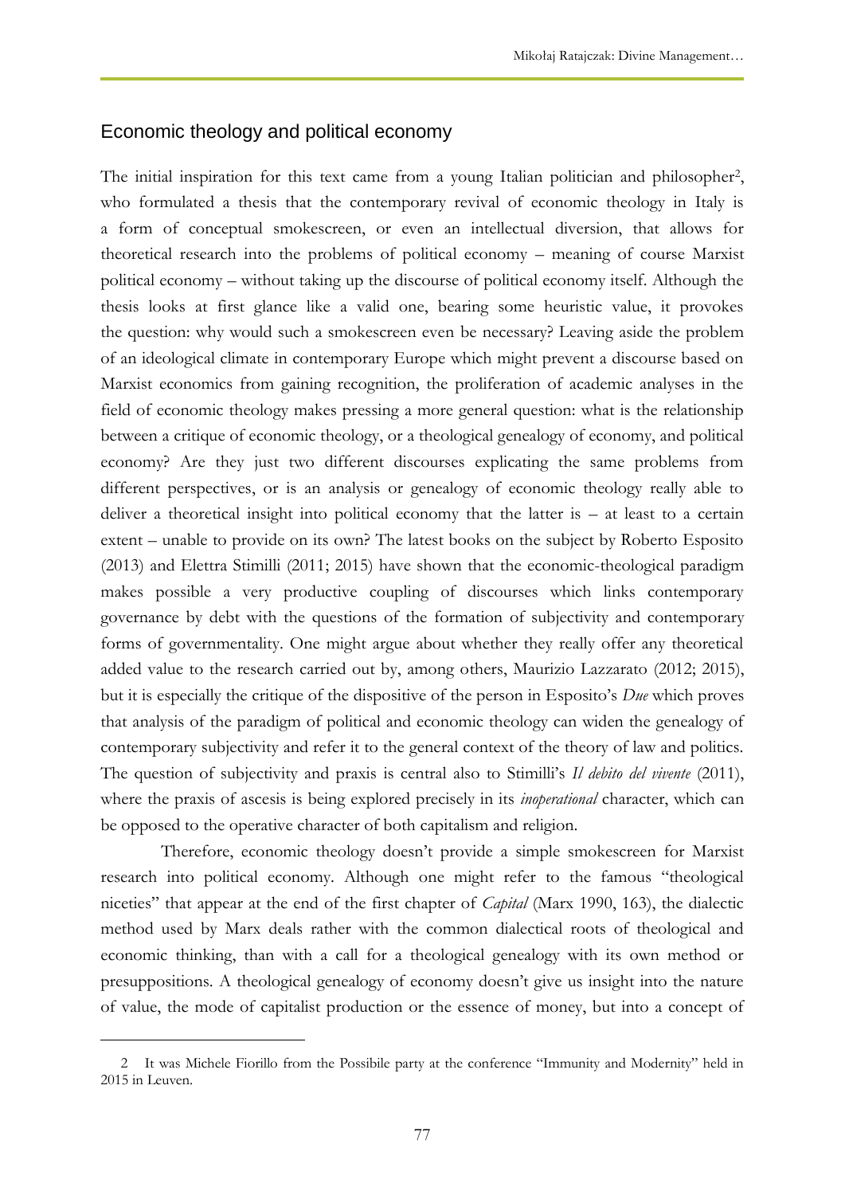## Economic theology and political economy

The initial inspiration for this text came from a young Italian politician and philosopher[2], who formulated a thesis that the contemporary revival of economic theology in Italy is a form of conceptual smokescreen, or even an intellectual diversion, that allows for theoretical research into the problems of political economy – meaning of course Marxist political economy – without taking up the discourse of political economy itself. Although the thesis looks at first glance like a valid one, bearing some heuristic value, it provokes the question: why would such a smokescreen even be necessary? Leaving aside the problem of an ideological climate in contemporary Europe which might prevent a discourse based on Marxist economics from gaining recognition, the proliferation of academic analyses in the field of economic theology makes pressing a more general question: what is the relationship between a critique of economic theology, or a theological genealogy of economy, and political economy? Are they just two different discourses explicating the same problems from different perspectives, or is an analysis or genealogy of economic theology really able to deliver a theoretical insight into political economy that the latter is – at least to a certain extent – unable to provide on its own? The latest books on the subject by Roberto Esposito (2013) and Elettra Stimilli (2011; 2015) have shown that the economic-theological paradigm makes possible a very productive coupling of discourses which links contemporary governance by debt with the questions of the formation of subjectivity and contemporary forms of governmentality. One might argue about whether they really offer any theoretical added value to the research carried out by, among others, Maurizio Lazzarato (2012; 2015), but it is especially the critique of the dispositive of the person in Esposito's *Due* which proves that analysis of the paradigm of political and economic theology can widen the genealogy of contemporary subjectivity and refer it to the general context of the theory of law and politics. The question of subjectivity and praxis is central also to Stimilli's *Il debito del vivente* (2011), where the praxis of ascesis is being explored precisely in its *inoperational* character, which can be opposed to the operative character of both capitalism and religion.

Therefore, economic theology doesn't provide a simple smokescreen for Marxist research into political economy. Although one might refer to the famous "theological niceties" that appear at the end of the first chapter of *Capital* (Marx 1990, 163), the dialectic method used by Marx deals rather with the common dialectical roots of theological and economic thinking, than with a call for a theological genealogy with its own method or presuppositions. A theological genealogy of economy doesn't give us insight into the nature of value, the mode of capitalist production or the essence of money, but into a concept of

---

2 It was Michele Fiorillo from the Possibile party at the conference "Immunity and Modernity" held in 2015 in Leuven.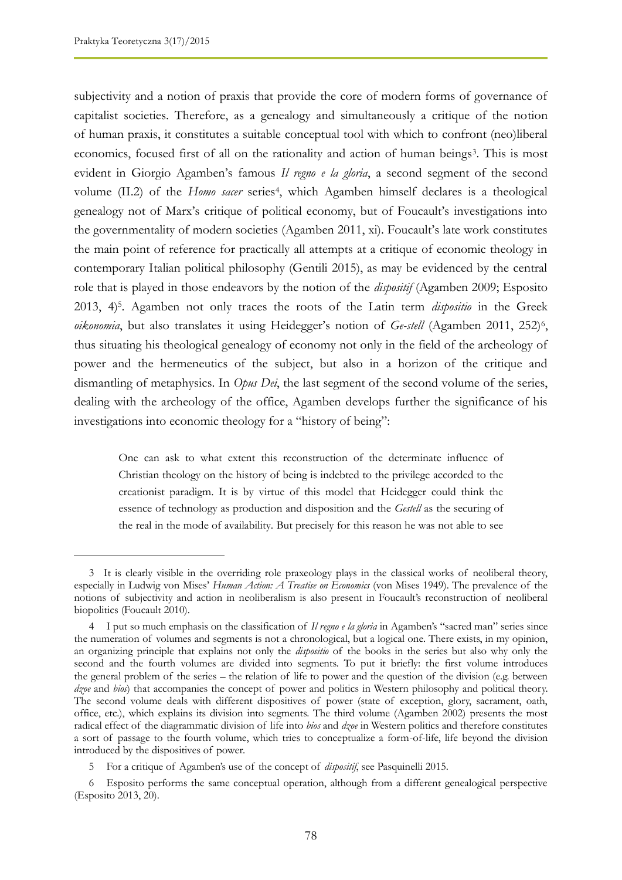subjectivity and a notion of praxis that provide the core of modern forms of governance of capitalist societies. Therefore, as a genealogy and simultaneously a critique of the notion of human praxis, it constitutes a suitable conceptual tool with which to confront (neo)liberal economics, focused first of all on the rationality and action of human beings[3]. This is most evident in Giorgio Agamben's famous *Il regno e la gloria*, a second segment of the second volume (II.2) of the *Homo sacer* series[4], which Agamben himself declares is a theological genealogy not of Marx's critique of political economy, but of Foucault's investigations into the governmentality of modern societies (Agamben 2011, xi). Foucault's late work constitutes the main point of reference for practically all attempts at a critique of economic theology in contemporary Italian political philosophy (Gentili 2015), as may be evidenced by the central role that is played in those endeavors by the notion of the *dispositif* (Agamben 2009; Esposito 2013, 4)[5]. Agamben not only traces the roots of the Latin term *dispositio* in the Greek *oikonomia*, but also translates it using Heidegger's notion of *Ge-stell* (Agamben 2011, 252)[6], thus situating his theological genealogy of economy not only in the field of the archeology of power and the hermeneutics of the subject, but also in a horizon of the critique and dismantling of metaphysics. In *Opus Dei*, the last segment of the second volume of the series, dealing with the archeology of the office, Agamben develops further the significance of his investigations into economic theology for a "history of being":

> One can ask to what extent this reconstruction of the determinate influence of Christian theology on the history of being is indebted to the privilege accorded to the creationist paradigm. It is by virtue of this model that Heidegger could think the essence of technology as production and disposition and the *Gestell* as the securing of the real in the mode of availability. But precisely for this reason he was not able to see

---

3 It is clearly visible in the overriding role praxeology plays in the classical works of neoliberal theory, especially in Ludwig von Mises' *Human Action: A Treatise on Economics* (von Mises 1949). The prevalence of the notions of subjectivity and action in neoliberalism is also present in Foucault's reconstruction of neoliberal biopolitics (Foucault 2010).

4 I put so much emphasis on the classification of *Il regno e la gloria* in Agamben's "sacred man" series since the numeration of volumes and segments is not a chronological, but a logical one. There exists, in my opinion, an organizing principle that explains not only the *dispositio* of the books in the series but also why only the second and the fourth volumes are divided into segments. To put it briefly: the first volume introduces the general problem of the series – the relation of life to power and the question of the division (e.g. between *dzoe* and *bios*) that accompanies the concept of power and politics in Western philosophy and political theory. The second volume deals with different dispositives of power (state of exception, glory, sacrament, oath, office, etc.), which explains its division into segments. The third volume (Agamben 2002) presents the most radical effect of the diagrammatic division of life into *bios* and *dzoe* in Western politics and therefore constitutes a sort of passage to the fourth volume, which tries to conceptualize a form-of-life, life beyond the division introduced by the dispositives of power.

5 For a critique of Agamben's use of the concept of *dispositif*, see Pasquinelli 2015.

6 Esposito performs the same conceptual operation, although from a different genealogical perspective (Esposito 2013, 20).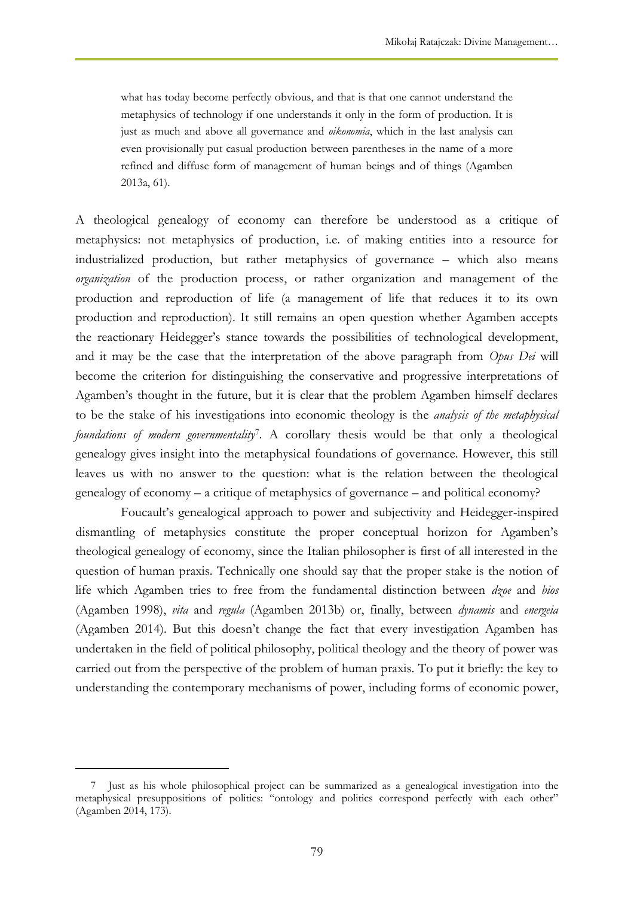> what has today become perfectly obvious, and that is that one cannot understand the metaphysics of technology if one understands it only in the form of production. It is just as much and above all governance and *oikonomia*, which in the last analysis can even provisionally put casual production between parentheses in the name of a more refined and diffuse form of management of human beings and of things (Agamben 2013a, 61).

A theological genealogy of economy can therefore be understood as a critique of metaphysics: not metaphysics of production, i.e. of making entities into a resource for industrialized production, but rather metaphysics of governance – which also means *organization* of the production process, or rather organization and management of the production and reproduction of life (a management of life that reduces it to its own production and reproduction). It still remains an open question whether Agamben accepts the reactionary Heidegger's stance towards the possibilities of technological development, and it may be the case that the interpretation of the above paragraph from *Opus Dei* will become the criterion for distinguishing the conservative and progressive interpretations of Agamben's thought in the future, but it is clear that the problem Agamben himself declares to be the stake of his investigations into economic theology is the *analysis of the metaphysical foundations of modern governmentality*[7]. A corollary thesis would be that only a theological genealogy gives insight into the metaphysical foundations of governance. However, this still leaves us with no answer to the question: what is the relation between the theological genealogy of economy – a critique of metaphysics of governance – and political economy?

Foucault's genealogical approach to power and subjectivity and Heidegger-inspired dismantling of metaphysics constitute the proper conceptual horizon for Agamben's theological genealogy of economy, since the Italian philosopher is first of all interested in the question of human praxis. Technically one should say that the proper stake is the notion of life which Agamben tries to free from the fundamental distinction between *dzoe* and *bios* (Agamben 1998), *vita* and *regula* (Agamben 2013b) or, finally, between *dynamis* and *energeia* (Agamben 2014). But this doesn't change the fact that every investigation Agamben has undertaken in the field of political philosophy, political theology and the theory of power was carried out from the perspective of the problem of human praxis. To put it briefly: the key to understanding the contemporary mechanisms of power, including forms of economic power,

---

7 Just as his whole philosophical project can be summarized as a genealogical investigation into the metaphysical presuppositions of politics: "ontology and politics correspond perfectly with each other" (Agamben 2014, 173).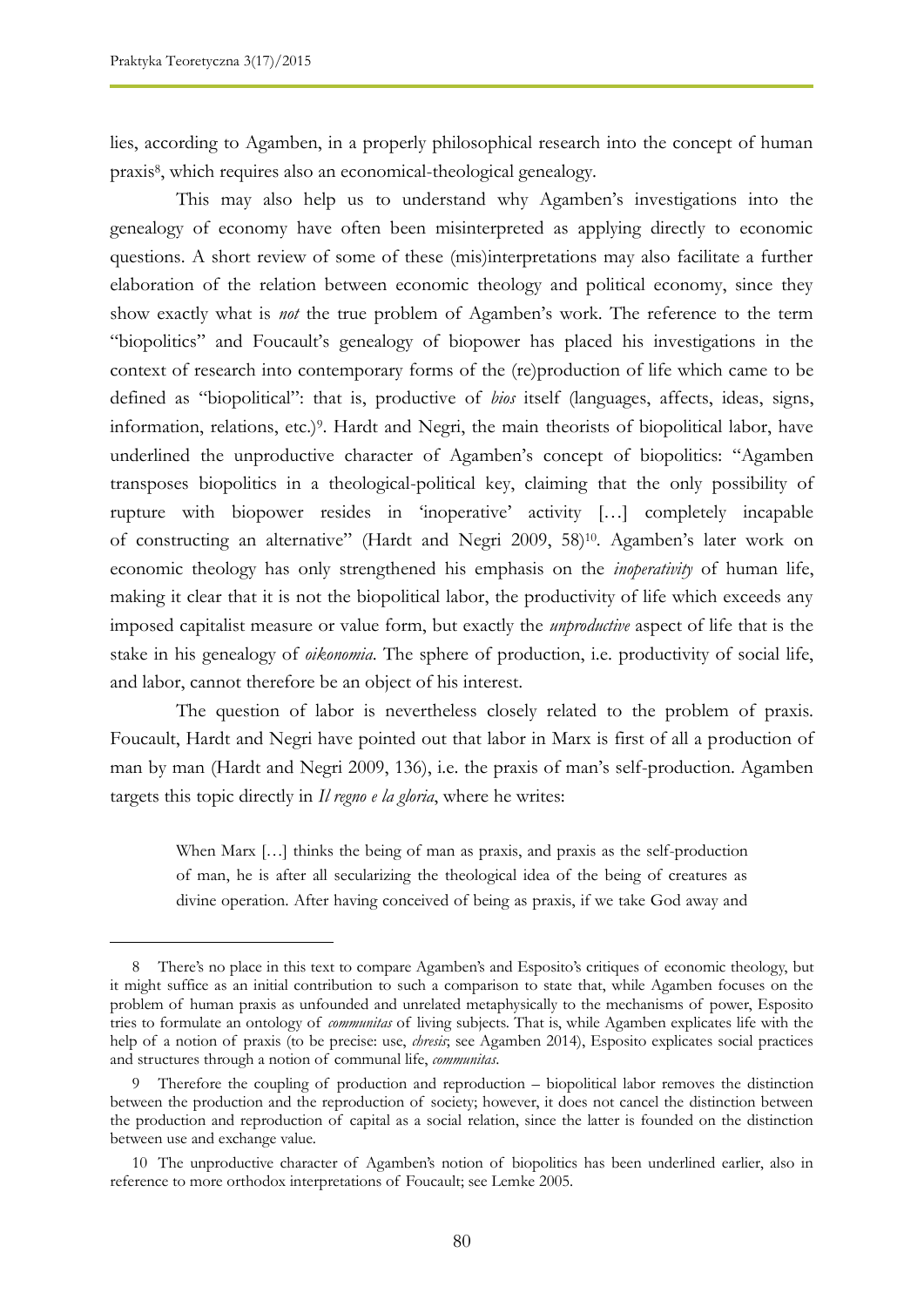lies, according to Agamben, in a properly philosophical research into the concept of human praxis[8], which requires also an economical-theological genealogy.

This may also help us to understand why Agamben's investigations into the genealogy of economy have often been misinterpreted as applying directly to economic questions. A short review of some of these (mis)interpretations may also facilitate a further elaboration of the relation between economic theology and political economy, since they show exactly what is *not* the true problem of Agamben's work. The reference to the term "biopolitics" and Foucault's genealogy of biopower has placed his investigations in the context of research into contemporary forms of the (re)production of life which came to be defined as "biopolitical": that is, productive of *bios* itself (languages, affects, ideas, signs, information, relations, etc.)[9]. Hardt and Negri, the main theorists of biopolitical labor, have underlined the unproductive character of Agamben's concept of biopolitics: "Agamben transposes biopolitics in a theological-political key, claiming that the only possibility of rupture with biopower resides in 'inoperative' activity […] completely incapable of constructing an alternative" (Hardt and Negri 2009, 58)[10]. Agamben's later work on economic theology has only strengthened his emphasis on the *inoperativity* of human life, making it clear that it is not the biopolitical labor, the productivity of life which exceeds any imposed capitalist measure or value form, but exactly the *unproductive* aspect of life that is the stake in his genealogy of *oikonomia*. The sphere of production, i.e. productivity of social life, and labor, cannot therefore be an object of his interest.

The question of labor is nevertheless closely related to the problem of praxis. Foucault, Hardt and Negri have pointed out that labor in Marx is first of all a production of man by man (Hardt and Negri 2009, 136), i.e. the praxis of man's self-production. Agamben targets this topic directly in *Il regno e la gloria*, where he writes:

> When Marx […] thinks the being of man as praxis, and praxis as the self-production of man, he is after all secularizing the theological idea of the being of creatures as divine operation. After having conceived of being as praxis, if we take God away and

---

8 There's no place in this text to compare Agamben's and Esposito's critiques of economic theology, but it might suffice as an initial contribution to such a comparison to state that, while Agamben focuses on the problem of human praxis as unfounded and unrelated metaphysically to the mechanisms of power, Esposito tries to formulate an ontology of *communitas* of living subjects. That is, while Agamben explicates life with the help of a notion of praxis (to be precise: use, *chresis*; see Agamben 2014), Esposito explicates social practices and structures through a notion of communal life, *communitas*.

9 Therefore the coupling of production and reproduction – biopolitical labor removes the distinction between the production and the reproduction of society; however, it does not cancel the distinction between the production and reproduction of capital as a social relation, since the latter is founded on the distinction between use and exchange value.

10 The unproductive character of Agamben's notion of biopolitics has been underlined earlier, also in reference to more orthodox interpretations of Foucault; see Lemke 2005.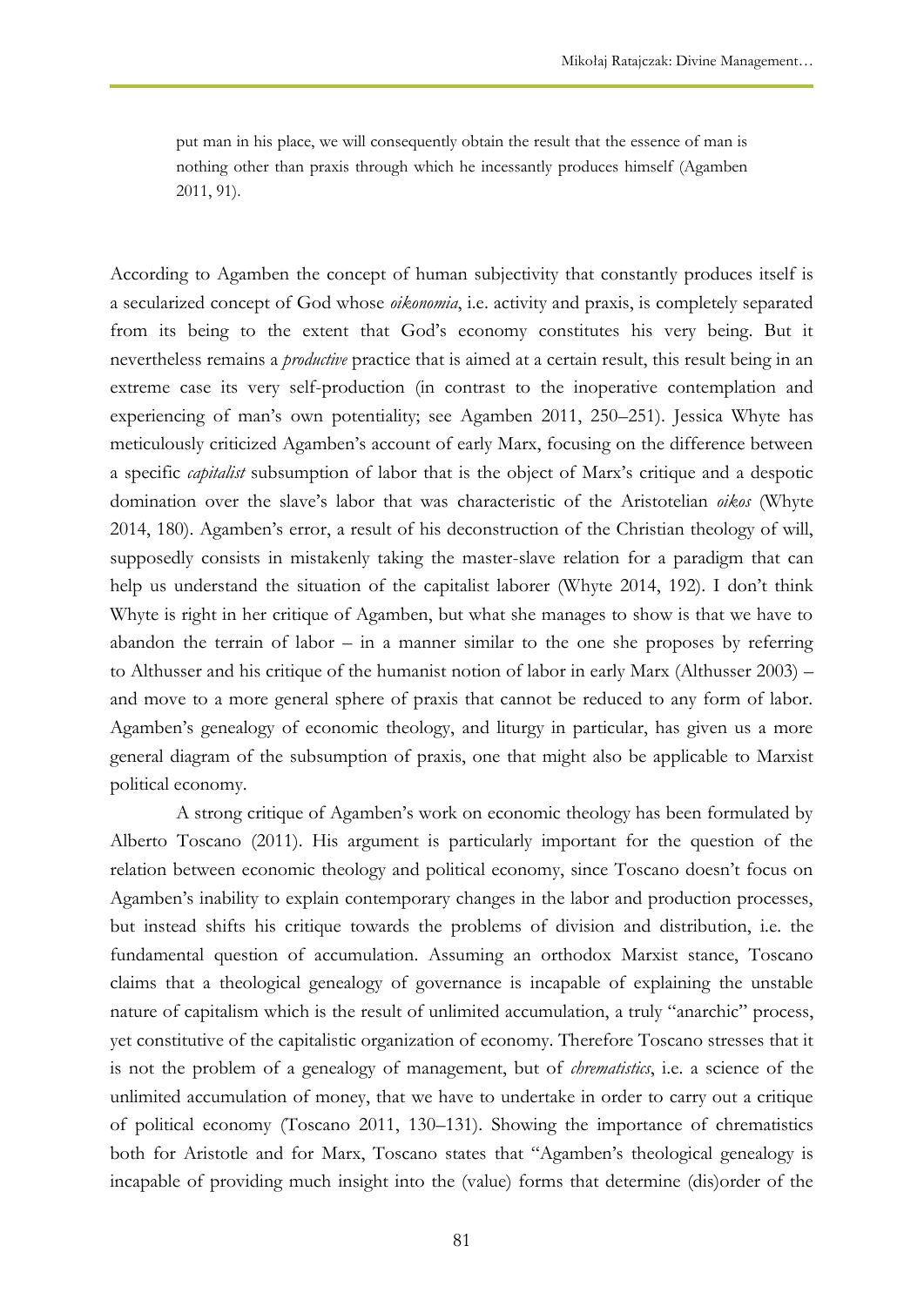> put man in his place, we will consequently obtain the result that the essence of man is nothing other than praxis through which he incessantly produces himself (Agamben 2011, 91).

According to Agamben the concept of human subjectivity that constantly produces itself is a secularized concept of God whose *oikonomia*, i.e. activity and praxis, is completely separated from its being to the extent that God's economy constitutes his very being. But it nevertheless remains a *productive* practice that is aimed at a certain result, this result being in an extreme case its very self-production (in contrast to the inoperative contemplation and experiencing of man's own potentiality; see Agamben 2011, 250–251). Jessica Whyte has meticulously criticized Agamben's account of early Marx, focusing on the difference between a specific *capitalist* subsumption of labor that is the object of Marx's critique and a despotic domination over the slave's labor that was characteristic of the Aristotelian *oikos* (Whyte 2014, 180). Agamben's error, a result of his deconstruction of the Christian theology of will, supposedly consists in mistakenly taking the master-slave relation for a paradigm that can help us understand the situation of the capitalist laborer (Whyte 2014, 192). I don't think Whyte is right in her critique of Agamben, but what she manages to show is that we have to abandon the terrain of labor – in a manner similar to the one she proposes by referring to Althusser and his critique of the humanist notion of labor in early Marx (Althusser 2003) – and move to a more general sphere of praxis that cannot be reduced to any form of labor. Agamben's genealogy of economic theology, and liturgy in particular, has given us a more general diagram of the subsumption of praxis, one that might also be applicable to Marxist political economy.

A strong critique of Agamben's work on economic theology has been formulated by Alberto Toscano (2011). His argument is particularly important for the question of the relation between economic theology and political economy, since Toscano doesn't focus on Agamben's inability to explain contemporary changes in the labor and production processes, but instead shifts his critique towards the problems of division and distribution, i.e. the fundamental question of accumulation. Assuming an orthodox Marxist stance, Toscano claims that a theological genealogy of governance is incapable of explaining the unstable nature of capitalism which is the result of unlimited accumulation, a truly "anarchic" process, yet constitutive of the capitalistic organization of economy. Therefore Toscano stresses that it is not the problem of a genealogy of management, but of *chrematistics*, i.e. a science of the unlimited accumulation of money, that we have to undertake in order to carry out a critique of political economy (Toscano 2011, 130–131). Showing the importance of chrematistics both for Aristotle and for Marx, Toscano states that "Agamben's theological genealogy is incapable of providing much insight into the (value) forms that determine (dis)order of the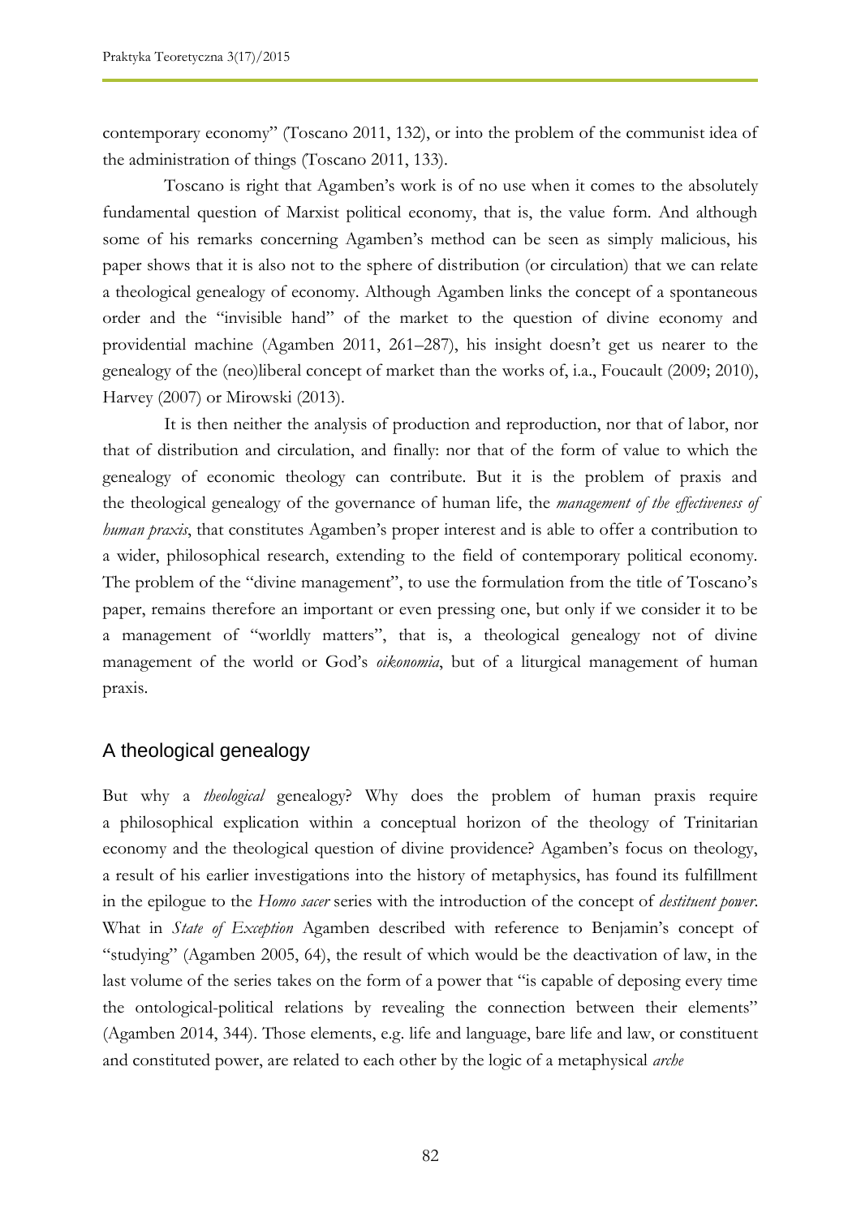contemporary economy" (Toscano 2011, 132), or into the problem of the communist idea of the administration of things (Toscano 2011, 133).

Toscano is right that Agamben's work is of no use when it comes to the absolutely fundamental question of Marxist political economy, that is, the value form. And although some of his remarks concerning Agamben's method can be seen as simply malicious, his paper shows that it is also not to the sphere of distribution (or circulation) that we can relate a theological genealogy of economy. Although Agamben links the concept of a spontaneous order and the "invisible hand" of the market to the question of divine economy and providential machine (Agamben 2011, 261–287), his insight doesn't get us nearer to the genealogy of the (neo)liberal concept of market than the works of, i.a., Foucault (2009; 2010), Harvey (2007) or Mirowski (2013).

It is then neither the analysis of production and reproduction, nor that of labor, nor that of distribution and circulation, and finally: nor that of the form of value to which the genealogy of economic theology can contribute. But it is the problem of praxis and the theological genealogy of the governance of human life, the *management of the effectiveness of human praxis*, that constitutes Agamben's proper interest and is able to offer a contribution to a wider, philosophical research, extending to the field of contemporary political economy. The problem of the "divine management", to use the formulation from the title of Toscano's paper, remains therefore an important or even pressing one, but only if we consider it to be a management of "worldly matters", that is, a theological genealogy not of divine management of the world or God's *oikonomia*, but of a liturgical management of human praxis.

## A theological genealogy

But why a *theological* genealogy? Why does the problem of human praxis require a philosophical explication within a conceptual horizon of the theology of Trinitarian economy and the theological question of divine providence? Agamben's focus on theology, a result of his earlier investigations into the history of metaphysics, has found its fulfillment in the epilogue to the *Homo sacer* series with the introduction of the concept of *destituent power*. What in *State of Exception* Agamben described with reference to Benjamin's concept of "studying" (Agamben 2005, 64), the result of which would be the deactivation of law, in the last volume of the series takes on the form of a power that "is capable of deposing every time the ontological-political relations by revealing the connection between their elements" (Agamben 2014, 344). Those elements, e.g. life and language, bare life and law, or constituent and constituted power, are related to each other by the logic of a metaphysical *arche*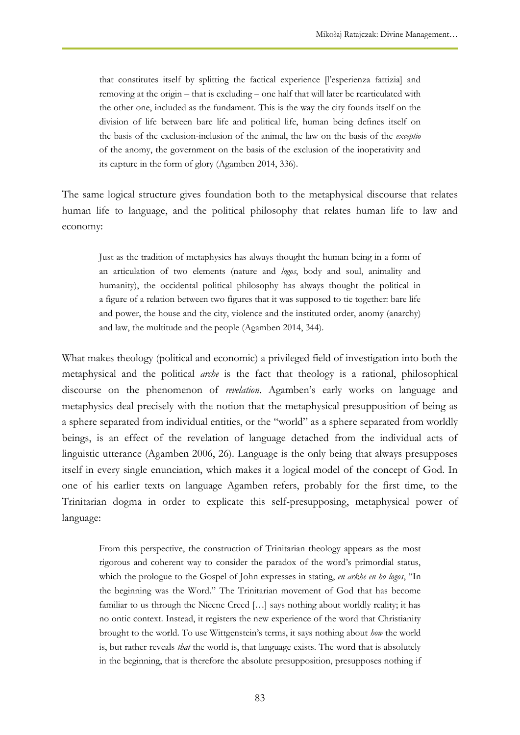> that constitutes itself by splitting the factical experience [l'esperienza fattizia] and removing at the origin – that is excluding – one half that will later be rearticulated with the other one, included as the fundament. This is the way the city founds itself on the division of life between bare life and political life, human being defines itself on the basis of the exclusion-inclusion of the animal, the law on the basis of the *exceptio* of the anomy, the government on the basis of the exclusion of the inoperativity and its capture in the form of glory (Agamben 2014, 336).

The same logical structure gives foundation both to the metaphysical discourse that relates human life to language, and the political philosophy that relates human life to law and economy:

> Just as the tradition of metaphysics has always thought the human being in a form of an articulation of two elements (nature and *logos*, body and soul, animality and humanity), the occidental political philosophy has always thought the political in a figure of a relation between two figures that it was supposed to tie together: bare life and power, the house and the city, violence and the instituted order, anomy (anarchy) and law, the multitude and the people (Agamben 2014, 344).

What makes theology (political and economic) a privileged field of investigation into both the metaphysical and the political *arche* is the fact that theology is a rational, philosophical discourse on the phenomenon of *revelation*. Agamben's early works on language and metaphysics deal precisely with the notion that the metaphysical presupposition of being as a sphere separated from individual entities, or the "world" as a sphere separated from worldly beings, is an effect of the revelation of language detached from the individual acts of linguistic utterance (Agamben 2006, 26). Language is the only being that always presupposes itself in every single enunciation, which makes it a logical model of the concept of God. In one of his earlier texts on language Agamben refers, probably for the first time, to the Trinitarian dogma in order to explicate this self-presupposing, metaphysical power of language:

> From this perspective, the construction of Trinitarian theology appears as the most rigorous and coherent way to consider the paradox of the word's primordial status, which the prologue to the Gospel of John expresses in stating, *en arkhē ēn ho logos*, "In the beginning was the Word." The Trinitarian movement of God that has become familiar to us through the Nicene Creed […] says nothing about worldly reality; it has no ontic context. Instead, it registers the new experience of the word that Christianity brought to the world. To use Wittgenstein's terms, it says nothing about *how* the world is, but rather reveals *that* the world is, that language exists. The word that is absolutely in the beginning, that is therefore the absolute presupposition, presupposes nothing if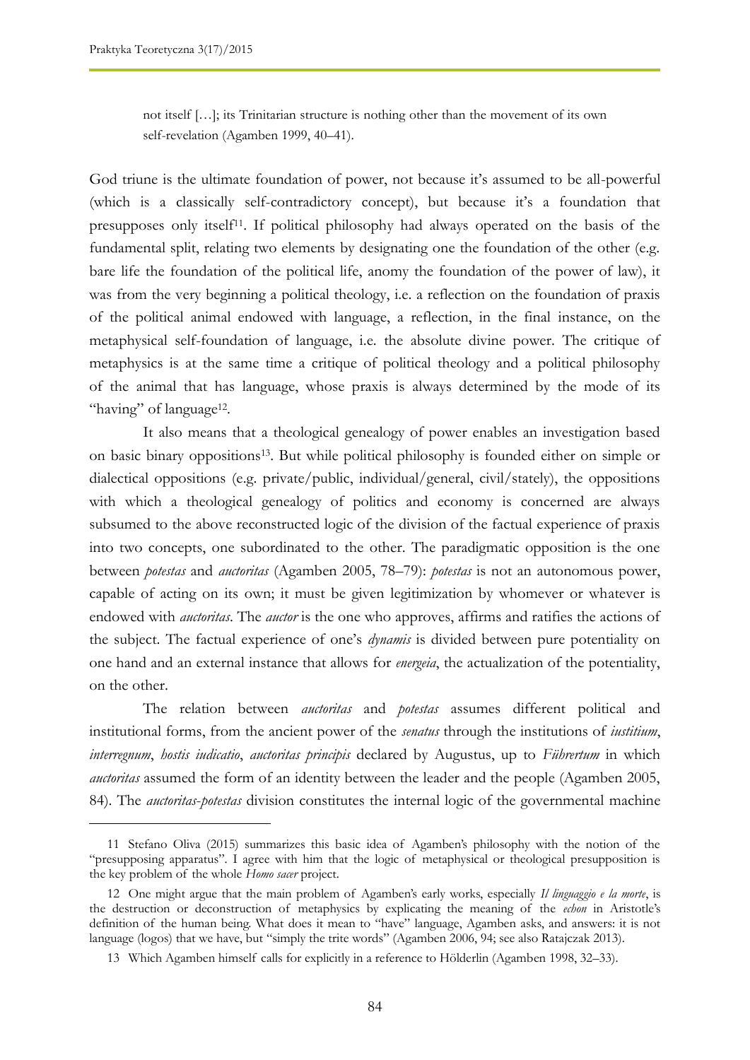> not itself […]; its Trinitarian structure is nothing other than the movement of its own self-revelation (Agamben 1999, 40–41).

God triune is the ultimate foundation of power, not because it's assumed to be all-powerful (which is a classically self-contradictory concept), but because it's a foundation that presupposes only itself[11]. If political philosophy had always operated on the basis of the fundamental split, relating two elements by designating one the foundation of the other (e.g. bare life the foundation of the political life, anomy the foundation of the power of law), it was from the very beginning a political theology, i.e. a reflection on the foundation of praxis of the political animal endowed with language, a reflection, in the final instance, on the metaphysical self-foundation of language, i.e. the absolute divine power. The critique of metaphysics is at the same time a critique of political theology and a political philosophy of the animal that has language, whose praxis is always determined by the mode of its "having" of language[12].

It also means that a theological genealogy of power enables an investigation based on basic binary oppositions[13]. But while political philosophy is founded either on simple or dialectical oppositions (e.g. private/public, individual/general, civil/stately), the oppositions with which a theological genealogy of politics and economy is concerned are always subsumed to the above reconstructed logic of the division of the factual experience of praxis into two concepts, one subordinated to the other. The paradigmatic opposition is the one between *potestas* and *auctoritas* (Agamben 2005, 78–79): *potestas* is not an autonomous power, capable of acting on its own; it must be given legitimization by whomever or whatever is endowed with *auctoritas*. The *auctor* is the one who approves, affirms and ratifies the actions of the subject. The factual experience of one's *dynamis* is divided between pure potentiality on one hand and an external instance that allows for *energeia*, the actualization of the potentiality, on the other.

The relation between *auctoritas* and *potestas* assumes different political and institutional forms, from the ancient power of the *senatus* through the institutions of *iustitium*, *interregnum*, *hostis iudicatio*, *auctoritas principis* declared by Augustus, up to *Führertum* in which *auctoritas* assumed the form of an identity between the leader and the people (Agamben 2005, 84). The *auctoritas-potestas* division constitutes the internal logic of the governmental machine

---

11 Stefano Oliva (2015) summarizes this basic idea of Agamben's philosophy with the notion of the "presupposing apparatus". I agree with him that the logic of metaphysical or theological presupposition is the key problem of the whole *Homo sacer* project.

12 One might argue that the main problem of Agamben's early works, especially *Il linguaggio e la morte*, is the destruction or deconstruction of metaphysics by explicating the meaning of the *echon* in Aristotle's definition of the human being. What does it mean to "have" language, Agamben asks, and answers: it is not language (logos) that we have, but "simply the trite words" (Agamben 2006, 94; see also Ratajczak 2013).

13 Which Agamben himself calls for explicitly in a reference to Hölderlin (Agamben 1998, 32–33).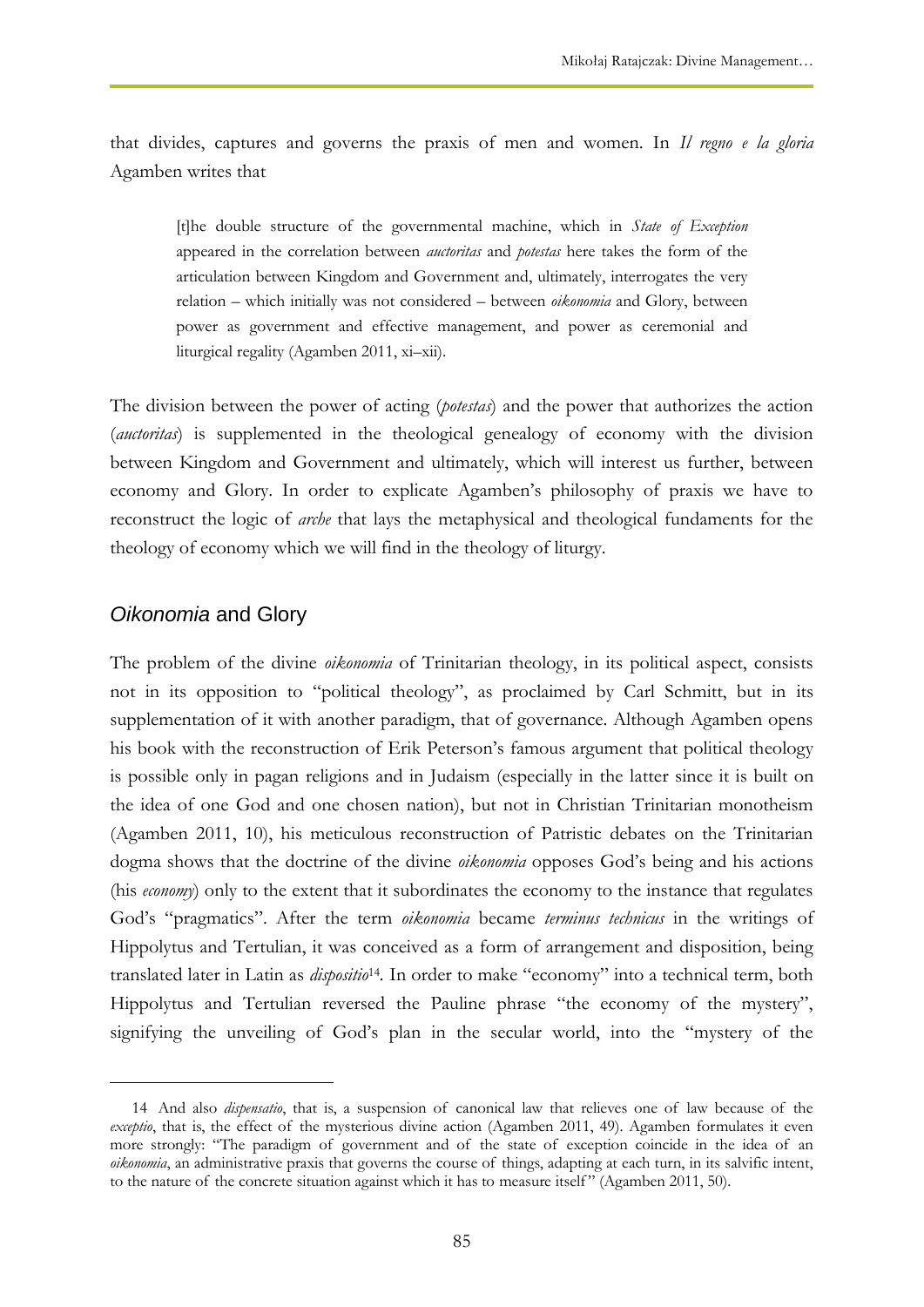that divides, captures and governs the praxis of men and women. In *Il regno e la gloria* Agamben writes that

> [t]he double structure of the governmental machine, which in *State of Exception* appeared in the correlation between *auctoritas* and *potestas* here takes the form of the articulation between Kingdom and Government and, ultimately, interrogates the very relation – which initially was not considered – between *oikonomia* and Glory, between power as government and effective management, and power as ceremonial and liturgical regality (Agamben 2011, xi–xii).

The division between the power of acting (*potestas*) and the power that authorizes the action (*auctoritas*) is supplemented in the theological genealogy of economy with the division between Kingdom and Government and ultimately, which will interest us further, between economy and Glory. In order to explicate Agamben's philosophy of praxis we have to reconstruct the logic of *arche* that lays the metaphysical and theological fundaments for the theology of economy which we will find in the theology of liturgy.

## *Oikonomia* and Glory

The problem of the divine *oikonomia* of Trinitarian theology, in its political aspect, consists not in its opposition to "political theology", as proclaimed by Carl Schmitt, but in its supplementation of it with another paradigm, that of governance. Although Agamben opens his book with the reconstruction of Erik Peterson's famous argument that political theology is possible only in pagan religions and in Judaism (especially in the latter since it is built on the idea of one God and one chosen nation), but not in Christian Trinitarian monotheism (Agamben 2011, 10), his meticulous reconstruction of Patristic debates on the Trinitarian dogma shows that the doctrine of the divine *oikonomia* opposes God's being and his actions (his *economy*) only to the extent that it subordinates the economy to the instance that regulates God's "pragmatics". After the term *oikonomia* became *terminus technicus* in the writings of Hippolytus and Tertulian, it was conceived as a form of arrangement and disposition, being translated later in Latin as *dispositio*[14]. In order to make "economy" into a technical term, both Hippolytus and Tertulian reversed the Pauline phrase "the economy of the mystery", signifying the unveiling of God's plan in the secular world, into the "mystery of the

---

14 And also *dispensatio*, that is, a suspension of canonical law that relieves one of law because of the *exceptio*, that is, the effect of the mysterious divine action (Agamben 2011, 49). Agamben formulates it even more strongly: "The paradigm of government and of the state of exception coincide in the idea of an *oikonomia*, an administrative praxis that governs the course of things, adapting at each turn, in its salvific intent, to the nature of the concrete situation against which it has to measure itself" (Agamben 2011, 50).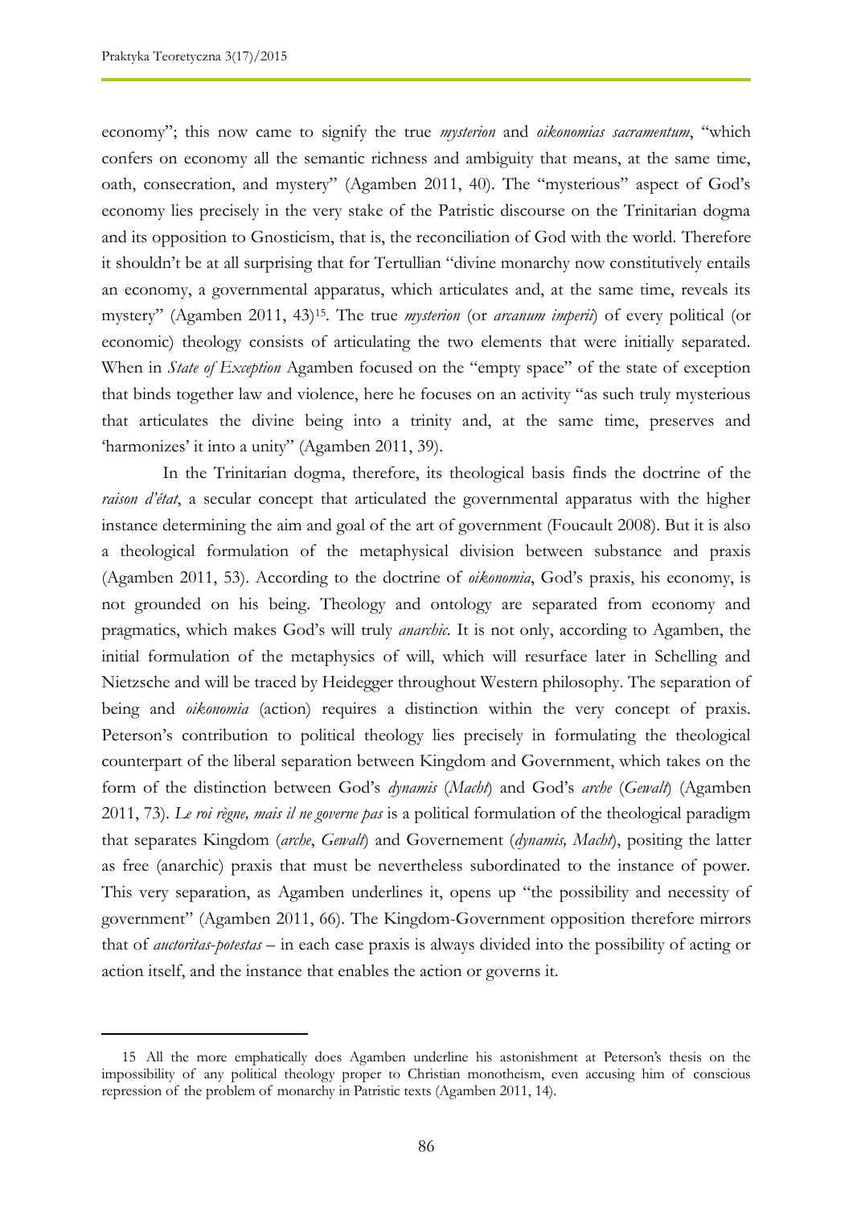economy"; this now came to signify the true *mysterion* and *oikonomias sacramentum*, "which confers on economy all the semantic richness and ambiguity that means, at the same time, oath, consecration, and mystery" (Agamben 2011, 40). The "mysterious" aspect of God's economy lies precisely in the very stake of the Patristic discourse on the Trinitarian dogma and its opposition to Gnosticism, that is, the reconciliation of God with the world. Therefore it shouldn't be at all surprising that for Tertullian "divine monarchy now constitutively entails an economy, a governmental apparatus, which articulates and, at the same time, reveals its mystery" (Agamben 2011, 43)[15]. The true *mysterion* (or *arcanum imperii*) of every political (or economic) theology consists of articulating the two elements that were initially separated. When in *State of Exception* Agamben focused on the "empty space" of the state of exception that binds together law and violence, here he focuses on an activity "as such truly mysterious that articulates the divine being into a trinity and, at the same time, preserves and 'harmonizes' it into a unity" (Agamben 2011, 39).

In the Trinitarian dogma, therefore, its theological basis finds the doctrine of the *raison d'état*, a secular concept that articulated the governmental apparatus with the higher instance determining the aim and goal of the art of government (Foucault 2008). But it is also a theological formulation of the metaphysical division between substance and praxis (Agamben 2011, 53). According to the doctrine of *oikonomia*, God's praxis, his economy, is not grounded on his being. Theology and ontology are separated from economy and pragmatics, which makes God's will truly *anarchic*. It is not only, according to Agamben, the initial formulation of the metaphysics of will, which will resurface later in Schelling and Nietzsche and will be traced by Heidegger throughout Western philosophy. The separation of being and *oikonomia* (action) requires a distinction within the very concept of praxis. Peterson's contribution to political theology lies precisely in formulating the theological counterpart of the liberal separation between Kingdom and Government, which takes on the form of the distinction between God's *dynamis* (*Macht*) and God's *arche* (*Gewalt*) (Agamben 2011, 73). *Le roi règne, mais il ne governe pas* is a political formulation of the theological paradigm that separates Kingdom (*arche*, *Gewalt*) and Governement (*dynamis, Macht*), positing the latter as free (anarchic) praxis that must be nevertheless subordinated to the instance of power. This very separation, as Agamben underlines it, opens up "the possibility and necessity of government" (Agamben 2011, 66). The Kingdom-Government opposition therefore mirrors that of *auctoritas-potestas* – in each case praxis is always divided into the possibility of acting or action itself, and the instance that enables the action or governs it.

---

15 All the more emphatically does Agamben underline his astonishment at Peterson's thesis on the impossibility of any political theology proper to Christian monotheism, even accusing him of conscious repression of the problem of monarchy in Patristic texts (Agamben 2011, 14).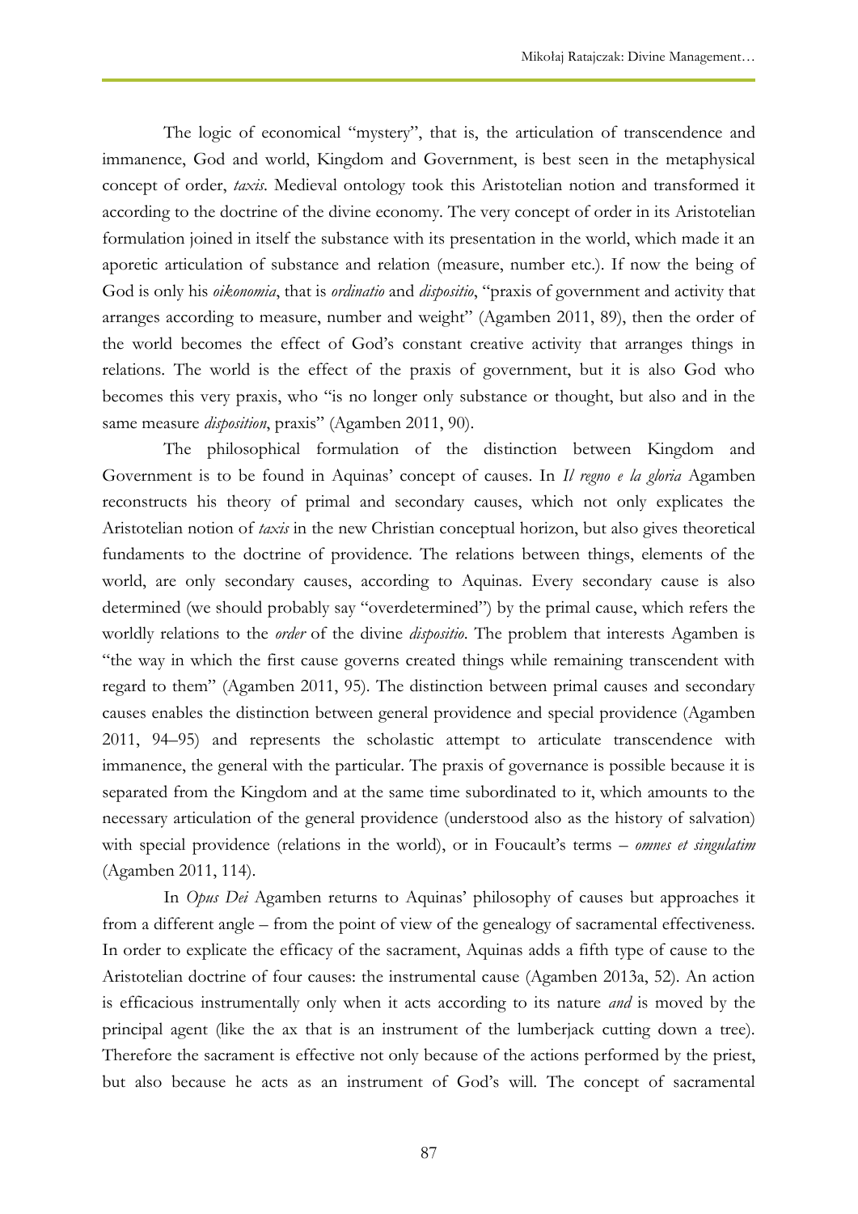The logic of economical "mystery", that is, the articulation of transcendence and immanence, God and world, Kingdom and Government, is best seen in the metaphysical concept of order, *taxis*. Medieval ontology took this Aristotelian notion and transformed it according to the doctrine of the divine economy. The very concept of order in its Aristotelian formulation joined in itself the substance with its presentation in the world, which made it an aporetic articulation of substance and relation (measure, number etc.). If now the being of God is only his *oikonomia*, that is *ordinatio* and *dispositio*, "praxis of government and activity that arranges according to measure, number and weight" (Agamben 2011, 89), then the order of the world becomes the effect of God's constant creative activity that arranges things in relations. The world is the effect of the praxis of government, but it is also God who becomes this very praxis, who "is no longer only substance or thought, but also and in the same measure *disposition*, praxis" (Agamben 2011, 90).

The philosophical formulation of the distinction between Kingdom and Government is to be found in Aquinas' concept of causes. In *Il regno e la gloria* Agamben reconstructs his theory of primal and secondary causes, which not only explicates the Aristotelian notion of *taxis* in the new Christian conceptual horizon, but also gives theoretical fundaments to the doctrine of providence. The relations between things, elements of the world, are only secondary causes, according to Aquinas. Every secondary cause is also determined (we should probably say "overdetermined") by the primal cause, which refers the worldly relations to the *order* of the divine *dispositio*. The problem that interests Agamben is "the way in which the first cause governs created things while remaining transcendent with regard to them" (Agamben 2011, 95). The distinction between primal causes and secondary causes enables the distinction between general providence and special providence (Agamben 2011, 94–95) and represents the scholastic attempt to articulate transcendence with immanence, the general with the particular. The praxis of governance is possible because it is separated from the Kingdom and at the same time subordinated to it, which amounts to the necessary articulation of the general providence (understood also as the history of salvation) with special providence (relations in the world), or in Foucault's terms – *omnes et singulatim* (Agamben 2011, 114).

In *Opus Dei* Agamben returns to Aquinas' philosophy of causes but approaches it from a different angle – from the point of view of the genealogy of sacramental effectiveness. In order to explicate the efficacy of the sacrament, Aquinas adds a fifth type of cause to the Aristotelian doctrine of four causes: the instrumental cause (Agamben 2013a, 52). An action is efficacious instrumentally only when it acts according to its nature *and* is moved by the principal agent (like the ax that is an instrument of the lumberjack cutting down a tree). Therefore the sacrament is effective not only because of the actions performed by the priest, but also because he acts as an instrument of God's will. The concept of sacramental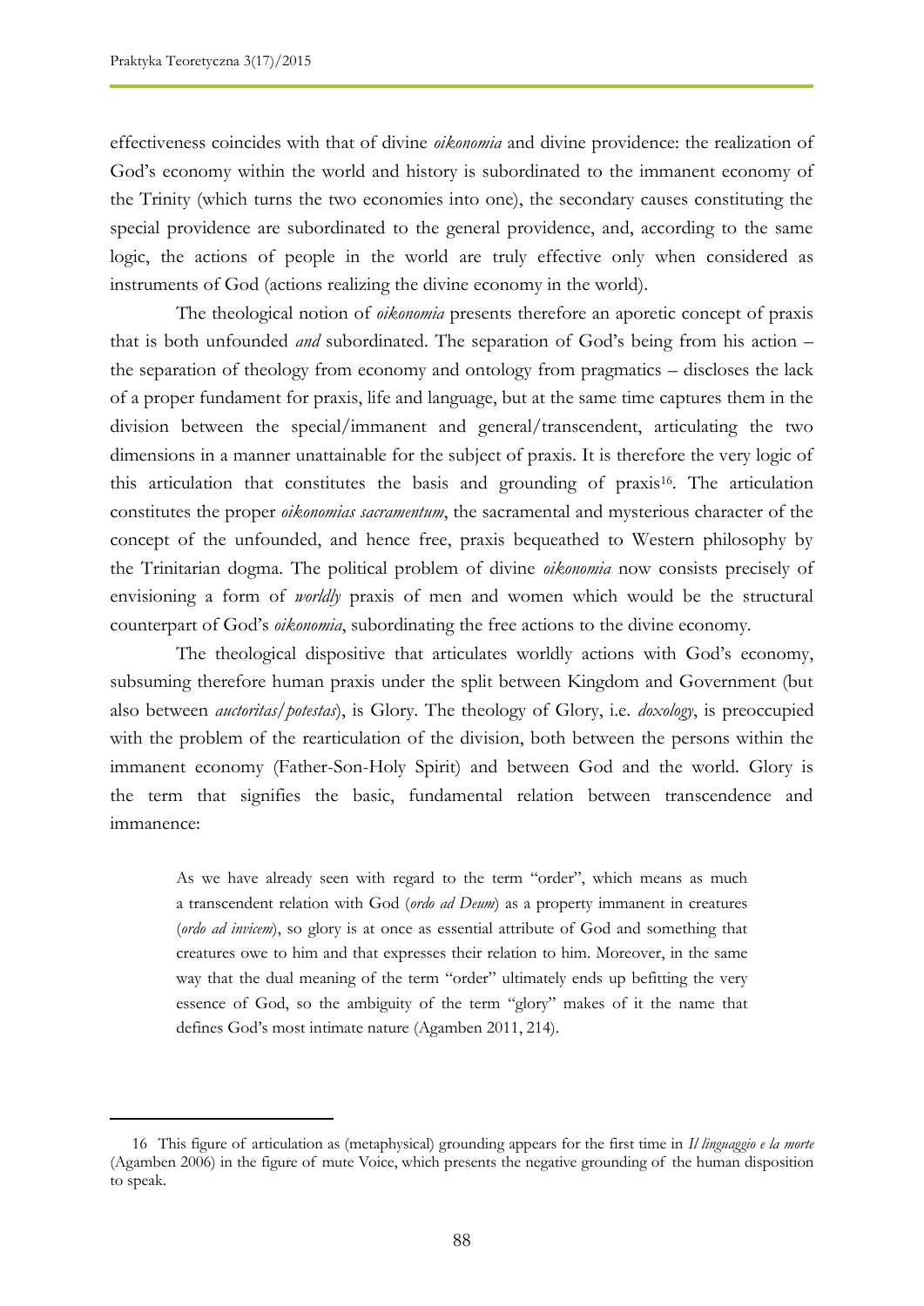effectiveness coincides with that of divine *oikonomia* and divine providence: the realization of God's economy within the world and history is subordinated to the immanent economy of the Trinity (which turns the two economies into one), the secondary causes constituting the special providence are subordinated to the general providence, and, according to the same logic, the actions of people in the world are truly effective only when considered as instruments of God (actions realizing the divine economy in the world).

The theological notion of *oikonomia* presents therefore an aporetic concept of praxis that is both unfounded *and* subordinated. The separation of God's being from his action – the separation of theology from economy and ontology from pragmatics – discloses the lack of a proper fundament for praxis, life and language, but at the same time captures them in the division between the special/immanent and general/transcendent, articulating the two dimensions in a manner unattainable for the subject of praxis. It is therefore the very logic of this articulation that constitutes the basis and grounding of praxis[16]. The articulation constitutes the proper *oikonomias sacramentum*, the sacramental and mysterious character of the concept of the unfounded, and hence free, praxis bequeathed to Western philosophy by the Trinitarian dogma. The political problem of divine *oikonomia* now consists precisely of envisioning a form of *worldly* praxis of men and women which would be the structural counterpart of God's *oikonomia*, subordinating the free actions to the divine economy.

The theological dispositive that articulates worldly actions with God's economy, subsuming therefore human praxis under the split between Kingdom and Government (but also between *auctoritas*/*potestas*), is Glory. The theology of Glory, i.e. *doxology*, is preoccupied with the problem of the rearticulation of the division, both between the persons within the immanent economy (Father-Son-Holy Spirit) and between God and the world. Glory is the term that signifies the basic, fundamental relation between transcendence and immanence:

> As we have already seen with regard to the term "order", which means as much a transcendent relation with God (*ordo ad Deum*) as a property immanent in creatures (*ordo ad invicem*), so glory is at once as essential attribute of God and something that creatures owe to him and that expresses their relation to him. Moreover, in the same way that the dual meaning of the term "order" ultimately ends up befitting the very essence of God, so the ambiguity of the term "glory" makes of it the name that defines God's most intimate nature (Agamben 2011, 214).

---

16 This figure of articulation as (metaphysical) grounding appears for the first time in *Il linguaggio e la morte* (Agamben 2006) in the figure of mute Voice, which presents the negative grounding of the human disposition to speak.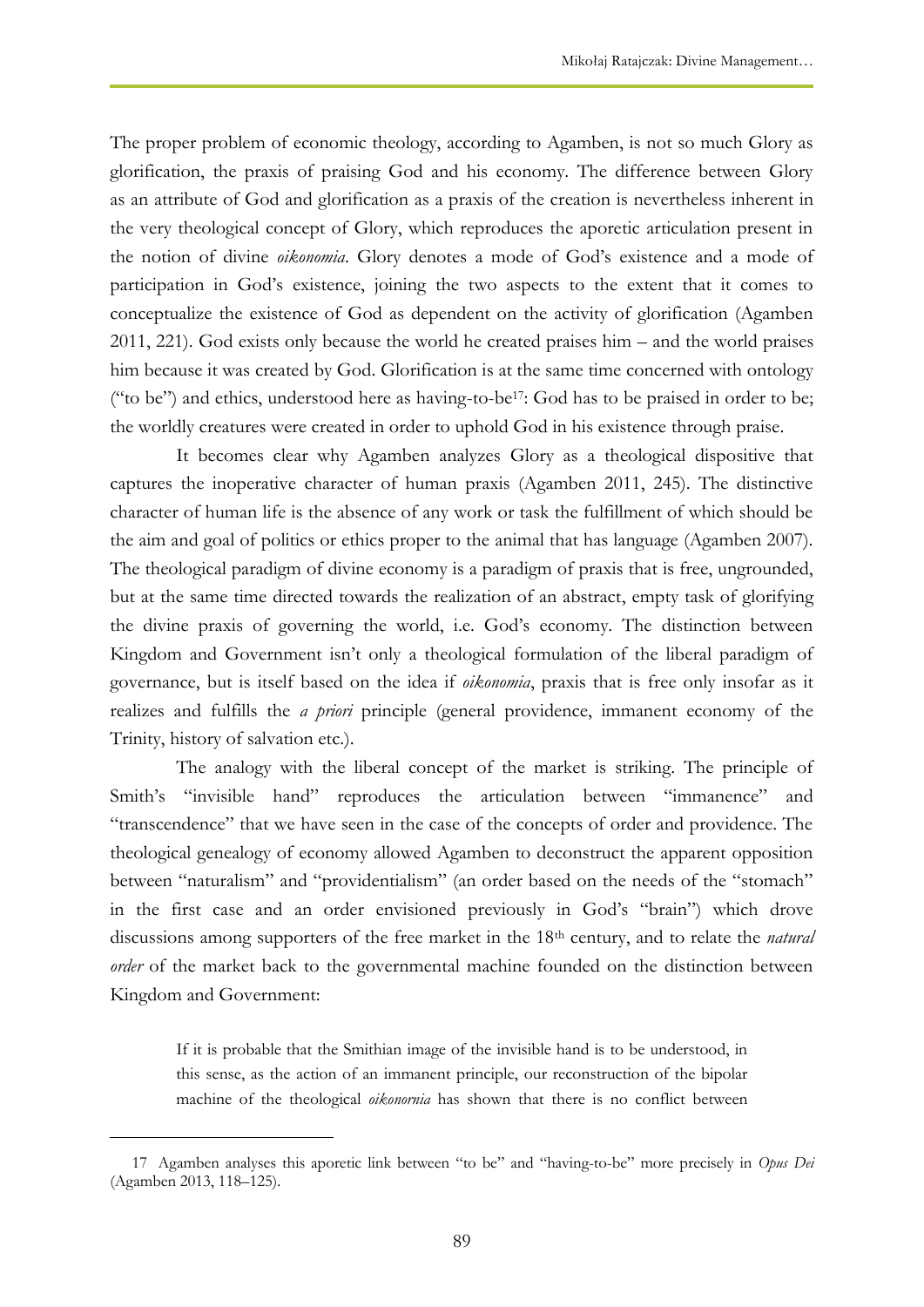The proper problem of economic theology, according to Agamben, is not so much Glory as glorification, the praxis of praising God and his economy. The difference between Glory as an attribute of God and glorification as a praxis of the creation is nevertheless inherent in the very theological concept of Glory, which reproduces the aporetic articulation present in the notion of divine *oikonomia*. Glory denotes a mode of God's existence and a mode of participation in God's existence, joining the two aspects to the extent that it comes to conceptualize the existence of God as dependent on the activity of glorification (Agamben 2011, 221). God exists only because the world he created praises him – and the world praises him because it was created by God. Glorification is at the same time concerned with ontology ("to be") and ethics, understood here as having-to-be[17]: God has to be praised in order to be; the worldly creatures were created in order to uphold God in his existence through praise.

It becomes clear why Agamben analyzes Glory as a theological dispositive that captures the inoperative character of human praxis (Agamben 2011, 245). The distinctive character of human life is the absence of any work or task the fulfillment of which should be the aim and goal of politics or ethics proper to the animal that has language (Agamben 2007). The theological paradigm of divine economy is a paradigm of praxis that is free, ungrounded, but at the same time directed towards the realization of an abstract, empty task of glorifying the divine praxis of governing the world, i.e. God's economy. The distinction between Kingdom and Government isn't only a theological formulation of the liberal paradigm of governance, but is itself based on the idea if *oikonomia*, praxis that is free only insofar as it realizes and fulfills the *a priori* principle (general providence, immanent economy of the Trinity, history of salvation etc.).

The analogy with the liberal concept of the market is striking. The principle of Smith's "invisible hand" reproduces the articulation between "immanence" and "transcendence" that we have seen in the case of the concepts of order and providence. The theological genealogy of economy allowed Agamben to deconstruct the apparent opposition between "naturalism" and "providentialism" (an order based on the needs of the "stomach" in the first case and an order envisioned previously in God's "brain") which drove discussions among supporters of the free market in the 18th century, and to relate the *natural order* of the market back to the governmental machine founded on the distinction between Kingdom and Government:

> If it is probable that the Smithian image of the invisible hand is to be understood, in this sense, as the action of an immanent principle, our reconstruction of the bipolar machine of the theological *oikonornia* has shown that there is no conflict between

---

17 Agamben analyses this aporetic link between "to be" and "having-to-be" more precisely in *Opus Dei* (Agamben 2013, 118–125).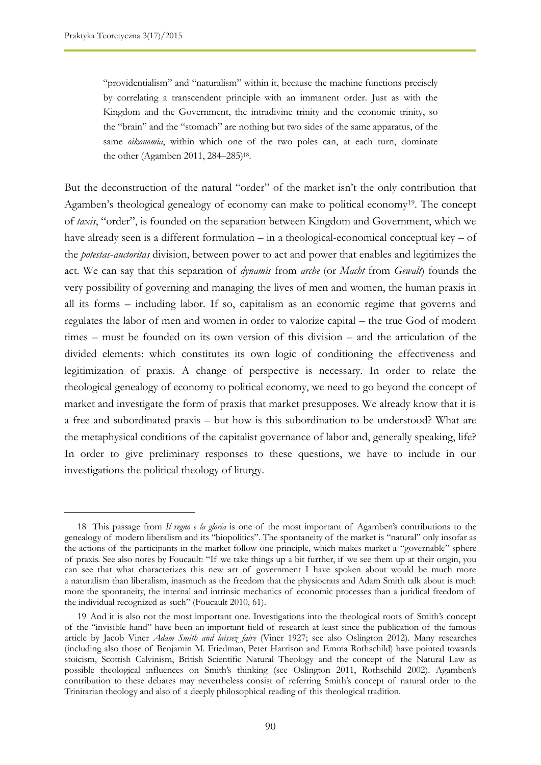> "providentialism" and "naturalism" within it, because the machine functions precisely by correlating a transcendent principle with an immanent order. Just as with the Kingdom and the Government, the intradivine trinity and the economic trinity, so the "brain" and the "stomach" are nothing but two sides of the same apparatus, of the same *oikonomia*, within which one of the two poles can, at each turn, dominate the other (Agamben 2011, 284–285)[18].

But the deconstruction of the natural "order" of the market isn't the only contribution that Agamben's theological genealogy of economy can make to political economy[19]. The concept of *taxis*, "order", is founded on the separation between Kingdom and Government, which we have already seen is a different formulation – in a theological-economical conceptual key – of the *potestas-auctoritas* division, between power to act and power that enables and legitimizes the act. We can say that this separation of *dynamis* from *arche* (or *Macht* from *Gewalt*) founds the very possibility of governing and managing the lives of men and women, the human praxis in all its forms – including labor. If so, capitalism as an economic regime that governs and regulates the labor of men and women in order to valorize capital – the true God of modern times – must be founded on its own version of this division – and the articulation of the divided elements: which constitutes its own logic of conditioning the effectiveness and legitimization of praxis. A change of perspective is necessary. In order to relate the theological genealogy of economy to political economy, we need to go beyond the concept of market and investigate the form of praxis that market presupposes. We already know that it is a free and subordinated praxis – but how is this subordination to be understood? What are the metaphysical conditions of the capitalist governance of labor and, generally speaking, life? In order to give preliminary responses to these questions, we have to include in our investigations the political theology of liturgy.

---

18 This passage from *Il regno e la gloria* is one of the most important of Agamben's contributions to the genealogy of modern liberalism and its "biopolitics". The spontaneity of the market is "natural" only insofar as the actions of the participants in the market follow one principle, which makes market a "governable" sphere of praxis. See also notes by Foucault: "If we take things up a bit further, if we see them up at their origin, you can see that what characterizes this new art of government I have spoken about would be much more a naturalism than liberalism, inasmuch as the freedom that the physiocrats and Adam Smith talk about is much more the spontaneity, the internal and intrinsic mechanics of economic processes than a juridical freedom of the individual recognized as such" (Foucault 2010, 61).

19 And it is also not the most important one. Investigations into the theological roots of Smith's concept of the "invisible hand" have been an important field of research at least since the publication of the famous article by Jacob Viner *Adam Smith and laissez faire* (Viner 1927; see also Oslington 2012). Many researches (including also those of Benjamin M. Friedman, Peter Harrison and Emma Rothschild) have pointed towards stoicism, Scottish Calvinism, British Scientific Natural Theology and the concept of the Natural Law as possible theological influences on Smith's thinking (see Oslington 2011, Rothschild 2002). Agamben's contribution to these debates may nevertheless consist of referring Smith's concept of natural order to the Trinitarian theology and also of a deeply philosophical reading of this theological tradition.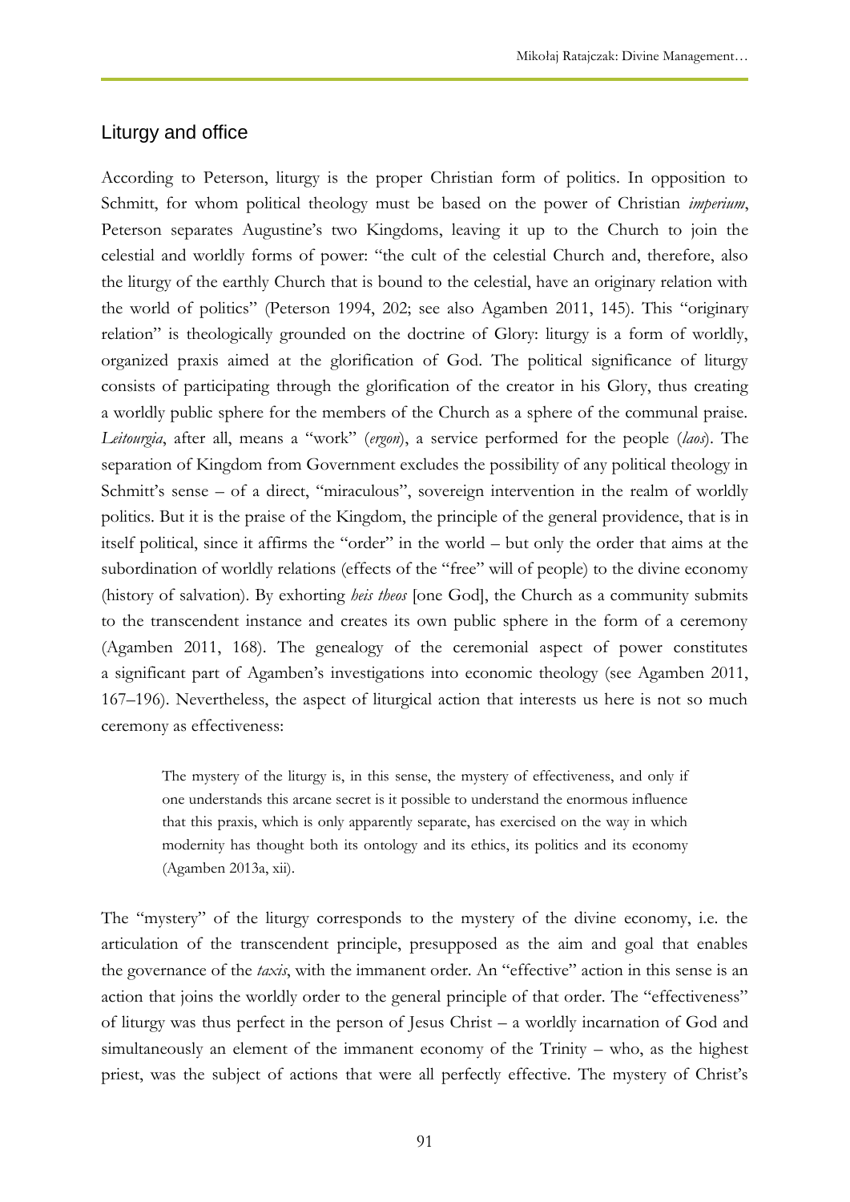## Liturgy and office

According to Peterson, liturgy is the proper Christian form of politics. In opposition to Schmitt, for whom political theology must be based on the power of Christian *imperium*, Peterson separates Augustine's two Kingdoms, leaving it up to the Church to join the celestial and worldly forms of power: "the cult of the celestial Church and, therefore, also the liturgy of the earthly Church that is bound to the celestial, have an originary relation with the world of politics" (Peterson 1994, 202; see also Agamben 2011, 145). This "originary relation" is theologically grounded on the doctrine of Glory: liturgy is a form of worldly, organized praxis aimed at the glorification of God. The political significance of liturgy consists of participating through the glorification of the creator in his Glory, thus creating a worldly public sphere for the members of the Church as a sphere of the communal praise. *Leitourgia*, after all, means a "work" (*ergon*), a service performed for the people (*laos*). The separation of Kingdom from Government excludes the possibility of any political theology in Schmitt's sense – of a direct, "miraculous", sovereign intervention in the realm of worldly politics. But it is the praise of the Kingdom, the principle of the general providence, that is in itself political, since it affirms the "order" in the world – but only the order that aims at the subordination of worldly relations (effects of the "free" will of people) to the divine economy (history of salvation). By exhorting *heis theos* [one God], the Church as a community submits to the transcendent instance and creates its own public sphere in the form of a ceremony (Agamben 2011, 168). The genealogy of the ceremonial aspect of power constitutes a significant part of Agamben's investigations into economic theology (see Agamben 2011, 167–196). Nevertheless, the aspect of liturgical action that interests us here is not so much ceremony as effectiveness:

> The mystery of the liturgy is, in this sense, the mystery of effectiveness, and only if one understands this arcane secret is it possible to understand the enormous influence that this praxis, which is only apparently separate, has exercised on the way in which modernity has thought both its ontology and its ethics, its politics and its economy (Agamben 2013a, xii).

The "mystery" of the liturgy corresponds to the mystery of the divine economy, i.e. the articulation of the transcendent principle, presupposed as the aim and goal that enables the governance of the *taxis*, with the immanent order. An "effective" action in this sense is an action that joins the worldly order to the general principle of that order. The "effectiveness" of liturgy was thus perfect in the person of Jesus Christ – a worldly incarnation of God and simultaneously an element of the immanent economy of the Trinity – who, as the highest priest, was the subject of actions that were all perfectly effective. The mystery of Christ's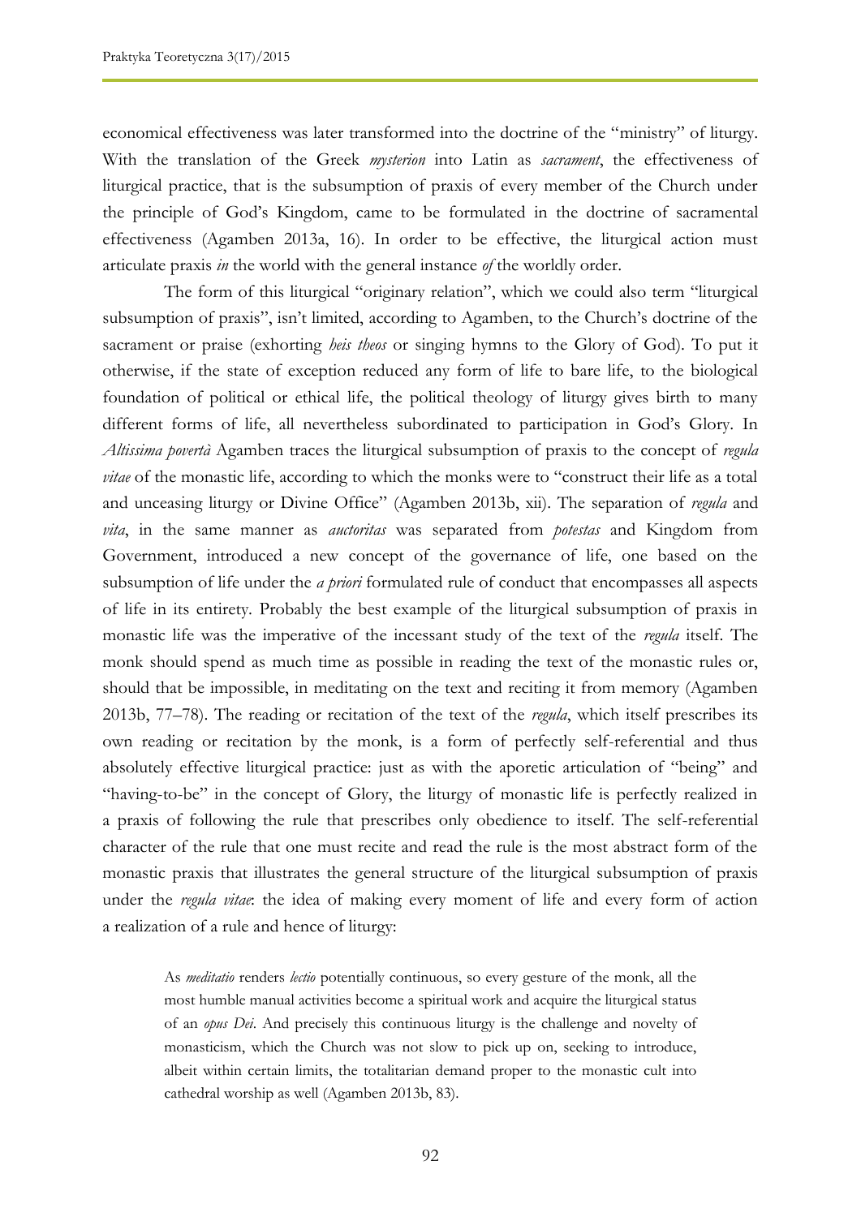economical effectiveness was later transformed into the doctrine of the "ministry" of liturgy. With the translation of the Greek *mysterion* into Latin as *sacrament*, the effectiveness of liturgical practice, that is the subsumption of praxis of every member of the Church under the principle of God's Kingdom, came to be formulated in the doctrine of sacramental effectiveness (Agamben 2013a, 16). In order to be effective, the liturgical action must articulate praxis *in* the world with the general instance *of* the worldly order.

The form of this liturgical "originary relation", which we could also term "liturgical subsumption of praxis", isn't limited, according to Agamben, to the Church's doctrine of the sacrament or praise (exhorting *heis theos* or singing hymns to the Glory of God). To put it otherwise, if the state of exception reduced any form of life to bare life, to the biological foundation of political or ethical life, the political theology of liturgy gives birth to many different forms of life, all nevertheless subordinated to participation in God's Glory. In *Altissima povertà* Agamben traces the liturgical subsumption of praxis to the concept of *regula vitae* of the monastic life, according to which the monks were to "construct their life as a total and unceasing liturgy or Divine Office" (Agamben 2013b, xii). The separation of *regula* and *vita*, in the same manner as *auctoritas* was separated from *potestas* and Kingdom from Government, introduced a new concept of the governance of life, one based on the subsumption of life under the *a priori* formulated rule of conduct that encompasses all aspects of life in its entirety. Probably the best example of the liturgical subsumption of praxis in monastic life was the imperative of the incessant study of the text of the *regula* itself. The monk should spend as much time as possible in reading the text of the monastic rules or, should that be impossible, in meditating on the text and reciting it from memory (Agamben 2013b, 77–78). The reading or recitation of the text of the *regula*, which itself prescribes its own reading or recitation by the monk, is a form of perfectly self-referential and thus absolutely effective liturgical practice: just as with the aporetic articulation of "being" and "having-to-be" in the concept of Glory, the liturgy of monastic life is perfectly realized in a praxis of following the rule that prescribes only obedience to itself. The self-referential character of the rule that one must recite and read the rule is the most abstract form of the monastic praxis that illustrates the general structure of the liturgical subsumption of praxis under the *regula vitae*: the idea of making every moment of life and every form of action a realization of a rule and hence of liturgy:

> As *meditatio* renders *lectio* potentially continuous, so every gesture of the monk, all the most humble manual activities become a spiritual work and acquire the liturgical status of an *opus Dei*. And precisely this continuous liturgy is the challenge and novelty of monasticism, which the Church was not slow to pick up on, seeking to introduce, albeit within certain limits, the totalitarian demand proper to the monastic cult into cathedral worship as well (Agamben 2013b, 83).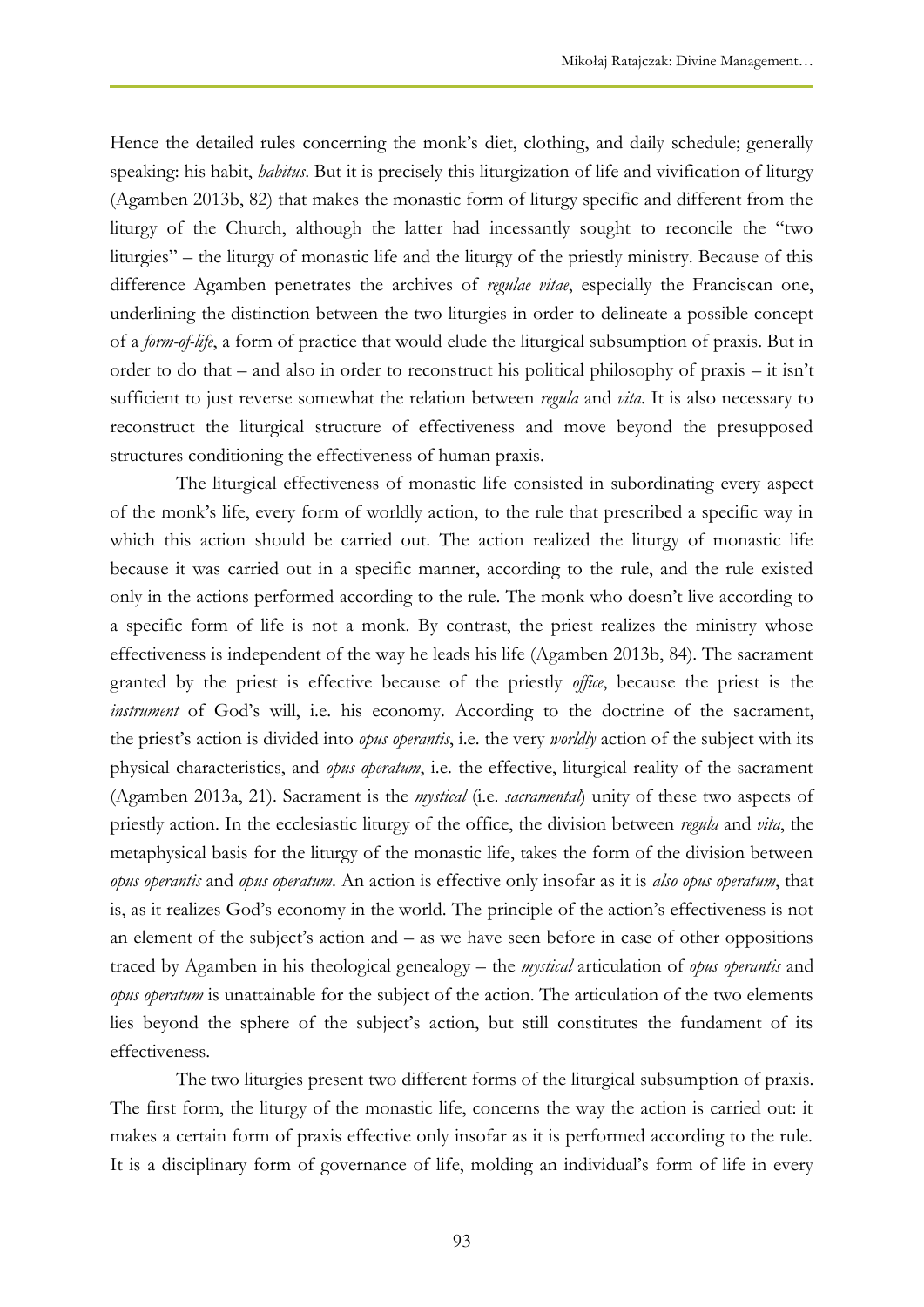Hence the detailed rules concerning the monk's diet, clothing, and daily schedule; generally speaking: his habit, *habitus*. But it is precisely this liturgization of life and vivification of liturgy (Agamben 2013b, 82) that makes the monastic form of liturgy specific and different from the liturgy of the Church, although the latter had incessantly sought to reconcile the "two liturgies" – the liturgy of monastic life and the liturgy of the priestly ministry. Because of this difference Agamben penetrates the archives of *regulae vitae*, especially the Franciscan one, underlining the distinction between the two liturgies in order to delineate a possible concept of a *form-of-life*, a form of practice that would elude the liturgical subsumption of praxis. But in order to do that – and also in order to reconstruct his political philosophy of praxis – it isn't sufficient to just reverse somewhat the relation between *regula* and *vita*. It is also necessary to reconstruct the liturgical structure of effectiveness and move beyond the presupposed structures conditioning the effectiveness of human praxis.

The liturgical effectiveness of monastic life consisted in subordinating every aspect of the monk's life, every form of worldly action, to the rule that prescribed a specific way in which this action should be carried out. The action realized the liturgy of monastic life because it was carried out in a specific manner, according to the rule, and the rule existed only in the actions performed according to the rule. The monk who doesn't live according to a specific form of life is not a monk. By contrast, the priest realizes the ministry whose effectiveness is independent of the way he leads his life (Agamben 2013b, 84). The sacrament granted by the priest is effective because of the priestly *office*, because the priest is the *instrument* of God's will, i.e. his economy. According to the doctrine of the sacrament, the priest's action is divided into *opus operantis*, i.e. the very *worldly* action of the subject with its physical characteristics, and *opus operatum*, i.e. the effective, liturgical reality of the sacrament (Agamben 2013a, 21). Sacrament is the *mystical* (i.e. *sacramental*) unity of these two aspects of priestly action. In the ecclesiastic liturgy of the office, the division between *regula* and *vita*, the metaphysical basis for the liturgy of the monastic life, takes the form of the division between *opus operantis* and *opus operatum*. An action is effective only insofar as it is *also opus operatum*, that is, as it realizes God's economy in the world. The principle of the action's effectiveness is not an element of the subject's action and – as we have seen before in case of other oppositions traced by Agamben in his theological genealogy – the *mystical* articulation of *opus operantis* and *opus operatum* is unattainable for the subject of the action. The articulation of the two elements lies beyond the sphere of the subject's action, but still constitutes the fundament of its effectiveness.

The two liturgies present two different forms of the liturgical subsumption of praxis. The first form, the liturgy of the monastic life, concerns the way the action is carried out: it makes a certain form of praxis effective only insofar as it is performed according to the rule. It is a disciplinary form of governance of life, molding an individual's form of life in every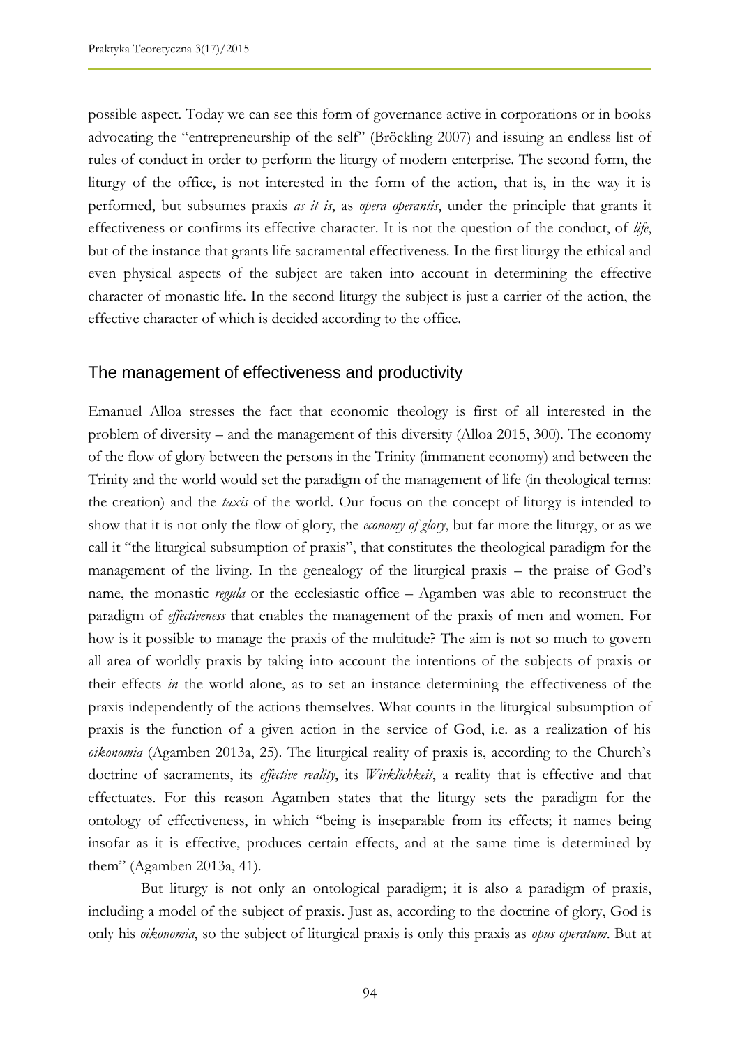possible aspect. Today we can see this form of governance active in corporations or in books advocating the "entrepreneurship of the self" (Bröckling 2007) and issuing an endless list of rules of conduct in order to perform the liturgy of modern enterprise. The second form, the liturgy of the office, is not interested in the form of the action, that is, in the way it is performed, but subsumes praxis *as it is*, as *opera operantis*, under the principle that grants it effectiveness or confirms its effective character. It is not the question of the conduct, of *life*, but of the instance that grants life sacramental effectiveness. In the first liturgy the ethical and even physical aspects of the subject are taken into account in determining the effective character of monastic life. In the second liturgy the subject is just a carrier of the action, the effective character of which is decided according to the office.

## The management of effectiveness and productivity

Emanuel Alloa stresses the fact that economic theology is first of all interested in the problem of diversity – and the management of this diversity (Alloa 2015, 300). The economy of the flow of glory between the persons in the Trinity (immanent economy) and between the Trinity and the world would set the paradigm of the management of life (in theological terms: the creation) and the *taxis* of the world. Our focus on the concept of liturgy is intended to show that it is not only the flow of glory, the *economy of glory*, but far more the liturgy, or as we call it "the liturgical subsumption of praxis", that constitutes the theological paradigm for the management of the living. In the genealogy of the liturgical praxis – the praise of God's name, the monastic *regula* or the ecclesiastic office – Agamben was able to reconstruct the paradigm of *effectiveness* that enables the management of the praxis of men and women. For how is it possible to manage the praxis of the multitude? The aim is not so much to govern all area of worldly praxis by taking into account the intentions of the subjects of praxis or their effects *in* the world alone, as to set an instance determining the effectiveness of the praxis independently of the actions themselves. What counts in the liturgical subsumption of praxis is the function of a given action in the service of God, i.e. as a realization of his *oikonomia* (Agamben 2013a, 25). The liturgical reality of praxis is, according to the Church's doctrine of sacraments, its *effective reality*, its *Wirklichkeit*, a reality that is effective and that effectuates. For this reason Agamben states that the liturgy sets the paradigm for the ontology of effectiveness, in which "being is inseparable from its effects; it names being insofar as it is effective, produces certain effects, and at the same time is determined by them" (Agamben 2013a, 41).

But liturgy is not only an ontological paradigm; it is also a paradigm of praxis, including a model of the subject of praxis. Just as, according to the doctrine of glory, God is only his *oikonomia*, so the subject of liturgical praxis is only this praxis as *opus operatum*. But at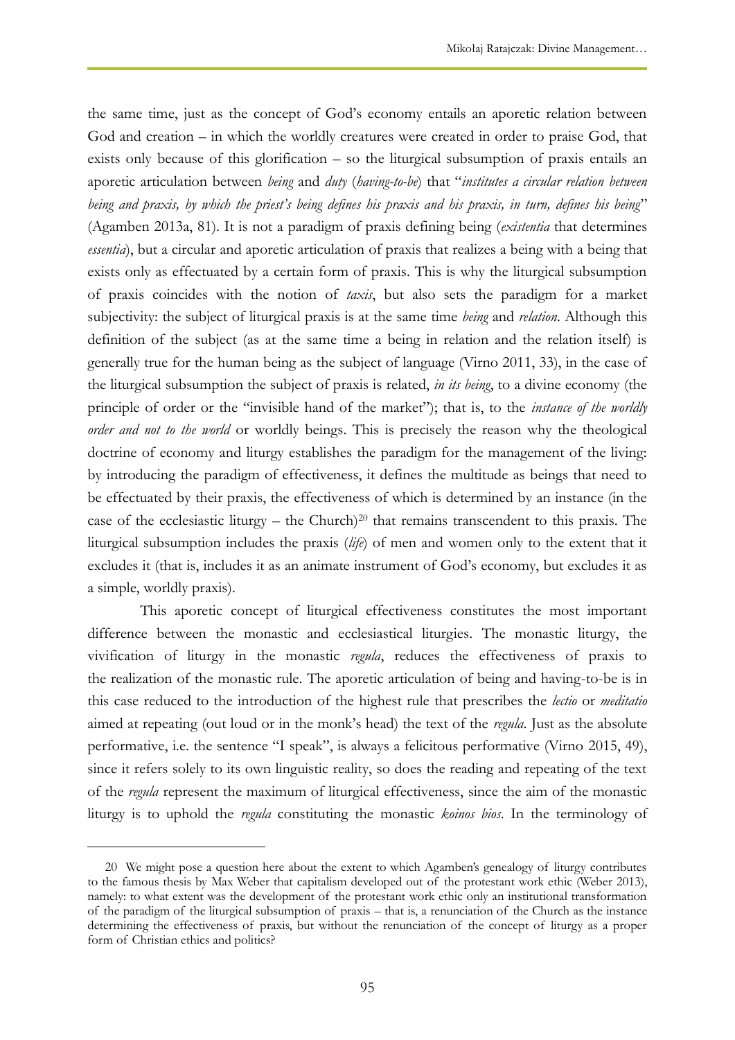the same time, just as the concept of God's economy entails an aporetic relation between God and creation – in which the worldly creatures were created in order to praise God, that exists only because of this glorification – so the liturgical subsumption of praxis entails an aporetic articulation between *being* and *duty* (*having-to-be*) that "*institutes a circular relation between being and praxis, by which the priest's being defines his praxis and his praxis, in turn, defines his being*" (Agamben 2013a, 81). It is not a paradigm of praxis defining being (*existentia* that determines *essentia*), but a circular and aporetic articulation of praxis that realizes a being with a being that exists only as effectuated by a certain form of praxis. This is why the liturgical subsumption of praxis coincides with the notion of *taxis*, but also sets the paradigm for a market subjectivity: the subject of liturgical praxis is at the same time *being* and *relation*. Although this definition of the subject (as at the same time a being in relation and the relation itself) is generally true for the human being as the subject of language (Virno 2011, 33), in the case of the liturgical subsumption the subject of praxis is related, *in its being*, to a divine economy (the principle of order or the "invisible hand of the market"); that is, to the *instance of the worldly order and not to the world* or worldly beings. This is precisely the reason why the theological doctrine of economy and liturgy establishes the paradigm for the management of the living: by introducing the paradigm of effectiveness, it defines the multitude as beings that need to be effectuated by their praxis, the effectiveness of which is determined by an instance (in the case of the ecclesiastic liturgy – the Church)[20] that remains transcendent to this praxis. The liturgical subsumption includes the praxis (*life*) of men and women only to the extent that it excludes it (that is, includes it as an animate instrument of God's economy, but excludes it as a simple, worldly praxis).

This aporetic concept of liturgical effectiveness constitutes the most important difference between the monastic and ecclesiastical liturgies. The monastic liturgy, the vivification of liturgy in the monastic *regula*, reduces the effectiveness of praxis to the realization of the monastic rule. The aporetic articulation of being and having-to-be is in this case reduced to the introduction of the highest rule that prescribes the *lectio* or *meditatio* aimed at repeating (out loud or in the monk's head) the text of the *regula*. Just as the absolute performative, i.e. the sentence "I speak", is always a felicitous performative (Virno 2015, 49), since it refers solely to its own linguistic reality, so does the reading and repeating of the text of the *regula* represent the maximum of liturgical effectiveness, since the aim of the monastic liturgy is to uphold the *regula* constituting the monastic *koinos bios*. In the terminology of

20 We might pose a question here about the extent to which Agamben's genealogy of liturgy contributes to the famous thesis by Max Weber that capitalism developed out of the protestant work ethic (Weber 2013), namely: to what extent was the development of the protestant work ethic only an institutional transformation of the paradigm of the liturgical subsumption of praxis – that is, a renunciation of the Church as the instance determining the effectiveness of praxis, but without the renunciation of the concept of liturgy as a proper form of Christian ethics and politics?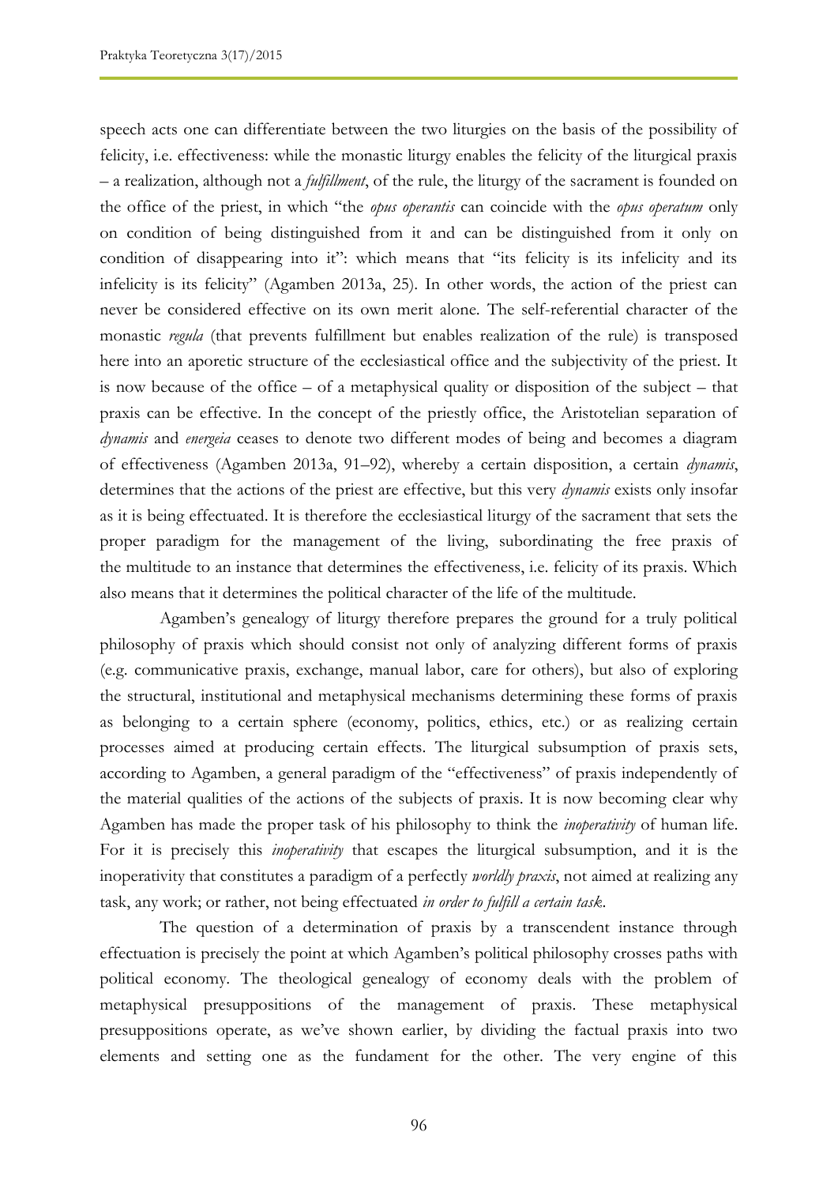speech acts one can differentiate between the two liturgies on the basis of the possibility of felicity, i.e. effectiveness: while the monastic liturgy enables the felicity of the liturgical praxis – a realization, although not a *fulfillment*, of the rule, the liturgy of the sacrament is founded on the office of the priest, in which "the *opus operantis* can coincide with the *opus operatum* only on condition of being distinguished from it and can be distinguished from it only on condition of disappearing into it": which means that "its felicity is its infelicity and its infelicity is its felicity" (Agamben 2013a, 25). In other words, the action of the priest can never be considered effective on its own merit alone. The self-referential character of the monastic *regula* (that prevents fulfillment but enables realization of the rule) is transposed here into an aporetic structure of the ecclesiastical office and the subjectivity of the priest. It is now because of the office – of a metaphysical quality or disposition of the subject – that praxis can be effective. In the concept of the priestly office, the Aristotelian separation of *dynamis* and *energeia* ceases to denote two different modes of being and becomes a diagram of effectiveness (Agamben 2013a, 91–92), whereby a certain disposition, a certain *dynamis*, determines that the actions of the priest are effective, but this very *dynamis* exists only insofar as it is being effectuated. It is therefore the ecclesiastical liturgy of the sacrament that sets the proper paradigm for the management of the living, subordinating the free praxis of the multitude to an instance that determines the effectiveness, i.e. felicity of its praxis. Which also means that it determines the political character of the life of the multitude.

Agamben's genealogy of liturgy therefore prepares the ground for a truly political philosophy of praxis which should consist not only of analyzing different forms of praxis (e.g. communicative praxis, exchange, manual labor, care for others), but also of exploring the structural, institutional and metaphysical mechanisms determining these forms of praxis as belonging to a certain sphere (economy, politics, ethics, etc.) or as realizing certain processes aimed at producing certain effects. The liturgical subsumption of praxis sets, according to Agamben, a general paradigm of the "effectiveness" of praxis independently of the material qualities of the actions of the subjects of praxis. It is now becoming clear why Agamben has made the proper task of his philosophy to think the *inoperativity* of human life. For it is precisely this *inoperativity* that escapes the liturgical subsumption, and it is the inoperativity that constitutes a paradigm of a perfectly *worldly praxis*, not aimed at realizing any task, any work; or rather, not being effectuated *in order to fulfill a certain task*.

The question of a determination of praxis by a transcendent instance through effectuation is precisely the point at which Agamben's political philosophy crosses paths with political economy. The theological genealogy of economy deals with the problem of metaphysical presuppositions of the management of praxis. These metaphysical presuppositions operate, as we've shown earlier, by dividing the factual praxis into two elements and setting one as the fundament for the other. The very engine of this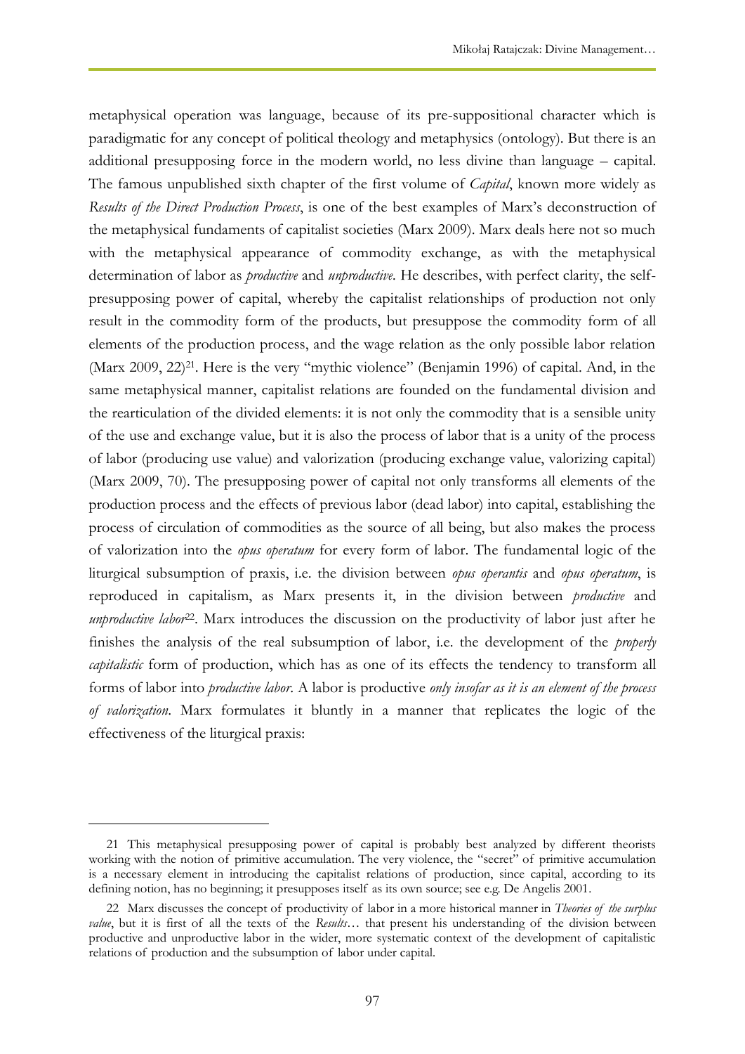metaphysical operation was language, because of its pre-suppositional character which is paradigmatic for any concept of political theology and metaphysics (ontology). But there is an additional presupposing force in the modern world, no less divine than language – capital. The famous unpublished sixth chapter of the first volume of *Capital*, known more widely as *Results of the Direct Production Process*, is one of the best examples of Marx's deconstruction of the metaphysical fundaments of capitalist societies (Marx 2009). Marx deals here not so much with the metaphysical appearance of commodity exchange, as with the metaphysical determination of labor as *productive* and *unproductive*. He describes, with perfect clarity, the self-presupposing power of capital, whereby the capitalist relationships of production not only result in the commodity form of the products, but presuppose the commodity form of all elements of the production process, and the wage relation as the only possible labor relation (Marx 2009, 22)[21]. Here is the very "mythic violence" (Benjamin 1996) of capital. And, in the same metaphysical manner, capitalist relations are founded on the fundamental division and the rearticulation of the divided elements: it is not only the commodity that is a sensible unity of the use and exchange value, but it is also the process of labor that is a unity of the process of labor (producing use value) and valorization (producing exchange value, valorizing capital) (Marx 2009, 70). The presupposing power of capital not only transforms all elements of the production process and the effects of previous labor (dead labor) into capital, establishing the process of circulation of commodities as the source of all being, but also makes the process of valorization into the *opus operatum* for every form of labor. The fundamental logic of the liturgical subsumption of praxis, i.e. the division between *opus operantis* and *opus operatum*, is reproduced in capitalism, as Marx presents it, in the division between *productive* and *unproductive labor*[22]. Marx introduces the discussion on the productivity of labor just after he finishes the analysis of the real subsumption of labor, i.e. the development of the *properly capitalistic* form of production, which has as one of its effects the tendency to transform all forms of labor into *productive labor*. A labor is productive *only insofar as it is an element of the process of valorization*. Marx formulates it bluntly in a manner that replicates the logic of the effectiveness of the liturgical praxis:

---

21 This metaphysical presupposing power of capital is probably best analyzed by different theorists working with the notion of primitive accumulation. The very violence, the "secret" of primitive accumulation is a necessary element in introducing the capitalist relations of production, since capital, according to its defining notion, has no beginning; it presupposes itself as its own source; see e.g. De Angelis 2001.

22 Marx discusses the concept of productivity of labor in a more historical manner in *Theories of the surplus value*, but it is first of all the texts of the *Results*… that present his understanding of the division between productive and unproductive labor in the wider, more systematic context of the development of capitalistic relations of production and the subsumption of labor under capital.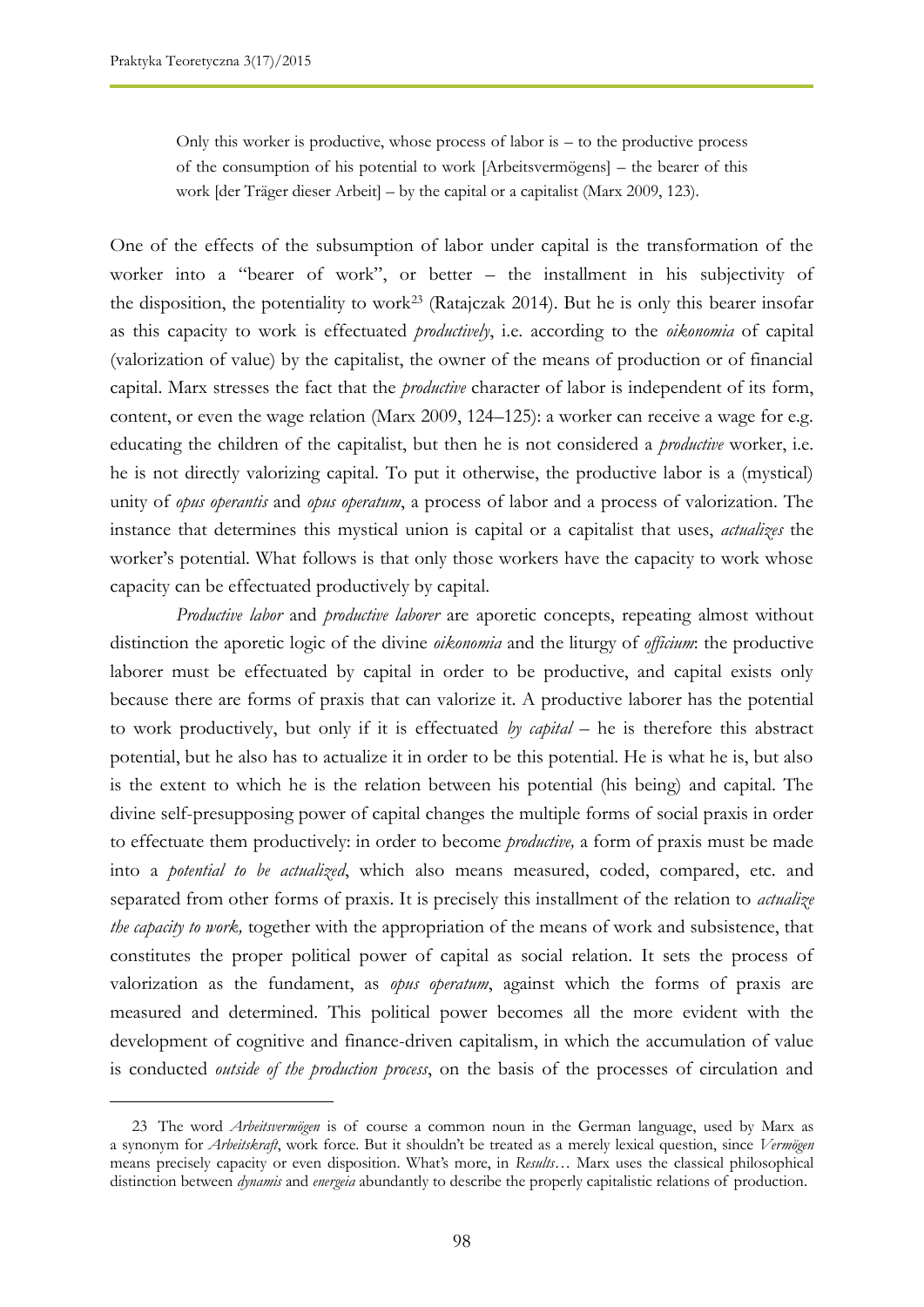> Only this worker is productive, whose process of labor is – to the productive process of the consumption of his potential to work [Arbeitsvermögens] – the bearer of this work [der Träger dieser Arbeit] – by the capital or a capitalist (Marx 2009, 123).

One of the effects of the subsumption of labor under capital is the transformation of the worker into a "bearer of work", or better – the installment in his subjectivity of the disposition, the potentiality to work[23] (Ratajczak 2014). But he is only this bearer insofar as this capacity to work is effectuated *productively*, i.e. according to the *oikonomia* of capital (valorization of value) by the capitalist, the owner of the means of production or of financial capital. Marx stresses the fact that the *productive* character of labor is independent of its form, content, or even the wage relation (Marx 2009, 124–125): a worker can receive a wage for e.g. educating the children of the capitalist, but then he is not considered a *productive* worker, i.e. he is not directly valorizing capital. To put it otherwise, the productive labor is a (mystical) unity of *opus operantis* and *opus operatum*, a process of labor and a process of valorization. The instance that determines this mystical union is capital or a capitalist that uses, *actualizes* the worker's potential. What follows is that only those workers have the capacity to work whose capacity can be effectuated productively by capital.

*Productive labor* and *productive laborer* are aporetic concepts, repeating almost without distinction the aporetic logic of the divine *oikonomia* and the liturgy of *officium*: the productive laborer must be effectuated by capital in order to be productive, and capital exists only because there are forms of praxis that can valorize it. A productive laborer has the potential to work productively, but only if it is effectuated *by capital* – he is therefore this abstract potential, but he also has to actualize it in order to be this potential. He is what he is, but also is the extent to which he is the relation between his potential (his being) and capital. The divine self-presupposing power of capital changes the multiple forms of social praxis in order to effectuate them productively: in order to become *productive,* a form of praxis must be made into a *potential to be actualized*, which also means measured, coded, compared, etc. and separated from other forms of praxis. It is precisely this installment of the relation to *actualize the capacity to work,* together with the appropriation of the means of work and subsistence, that constitutes the proper political power of capital as social relation. It sets the process of valorization as the fundament, as *opus operatum*, against which the forms of praxis are measured and determined. This political power becomes all the more evident with the development of cognitive and finance-driven capitalism, in which the accumulation of value is conducted *outside of the production process*, on the basis of the processes of circulation and

---

[23] The word *Arbeitsvermögen* is of course a common noun in the German language, used by Marx as a synonym for *Arbeitskraft*, work force. But it shouldn't be treated as a merely lexical question, since *Vermögen* means precisely capacity or even disposition. What's more, in *Results…* Marx uses the classical philosophical distinction between *dynamis* and *energeia* abundantly to describe the properly capitalistic relations of production.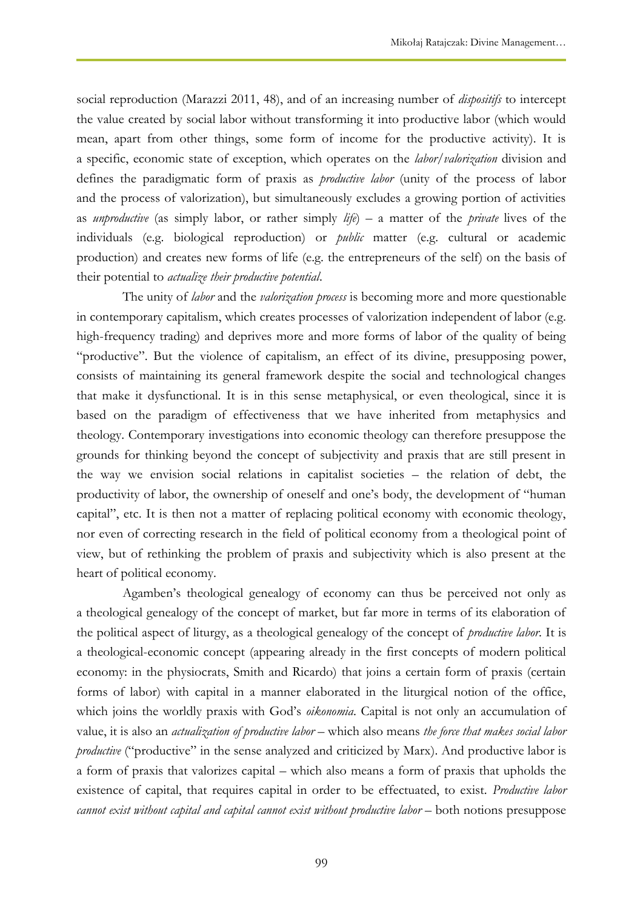social reproduction (Marazzi 2011, 48), and of an increasing number of *dispositifs* to intercept the value created by social labor without transforming it into productive labor (which would mean, apart from other things, some form of income for the productive activity). It is a specific, economic state of exception, which operates on the *labor/valorization* division and defines the paradigmatic form of praxis as *productive labor* (unity of the process of labor and the process of valorization), but simultaneously excludes a growing portion of activities as *unproductive* (as simply labor, or rather simply *life*) – a matter of the *private* lives of the individuals (e.g. biological reproduction) or *public* matter (e.g. cultural or academic production) and creates new forms of life (e.g. the entrepreneurs of the self) on the basis of their potential to *actualize their productive potential*.

The unity of *labor* and the *valorization process* is becoming more and more questionable in contemporary capitalism, which creates processes of valorization independent of labor (e.g. high-frequency trading) and deprives more and more forms of labor of the quality of being "productive". But the violence of capitalism, an effect of its divine, presupposing power, consists of maintaining its general framework despite the social and technological changes that make it dysfunctional. It is in this sense metaphysical, or even theological, since it is based on the paradigm of effectiveness that we have inherited from metaphysics and theology. Contemporary investigations into economic theology can therefore presuppose the grounds for thinking beyond the concept of subjectivity and praxis that are still present in the way we envision social relations in capitalist societies – the relation of debt, the productivity of labor, the ownership of oneself and one's body, the development of "human capital", etc. It is then not a matter of replacing political economy with economic theology, nor even of correcting research in the field of political economy from a theological point of view, but of rethinking the problem of praxis and subjectivity which is also present at the heart of political economy.

Agamben's theological genealogy of economy can thus be perceived not only as a theological genealogy of the concept of market, but far more in terms of its elaboration of the political aspect of liturgy, as a theological genealogy of the concept of *productive labor*. It is a theological-economic concept (appearing already in the first concepts of modern political economy: in the physiocrats, Smith and Ricardo) that joins a certain form of praxis (certain forms of labor) with capital in a manner elaborated in the liturgical notion of the office, which joins the worldly praxis with God's *oikonomia*. Capital is not only an accumulation of value, it is also an *actualization of productive labor* – which also means *the force that makes social labor productive* ("productive" in the sense analyzed and criticized by Marx). And productive labor is a form of praxis that valorizes capital – which also means a form of praxis that upholds the existence of capital, that requires capital in order to be effectuated, to exist. *Productive labor cannot exist without capital and capital cannot exist without productive labor* – both notions presuppose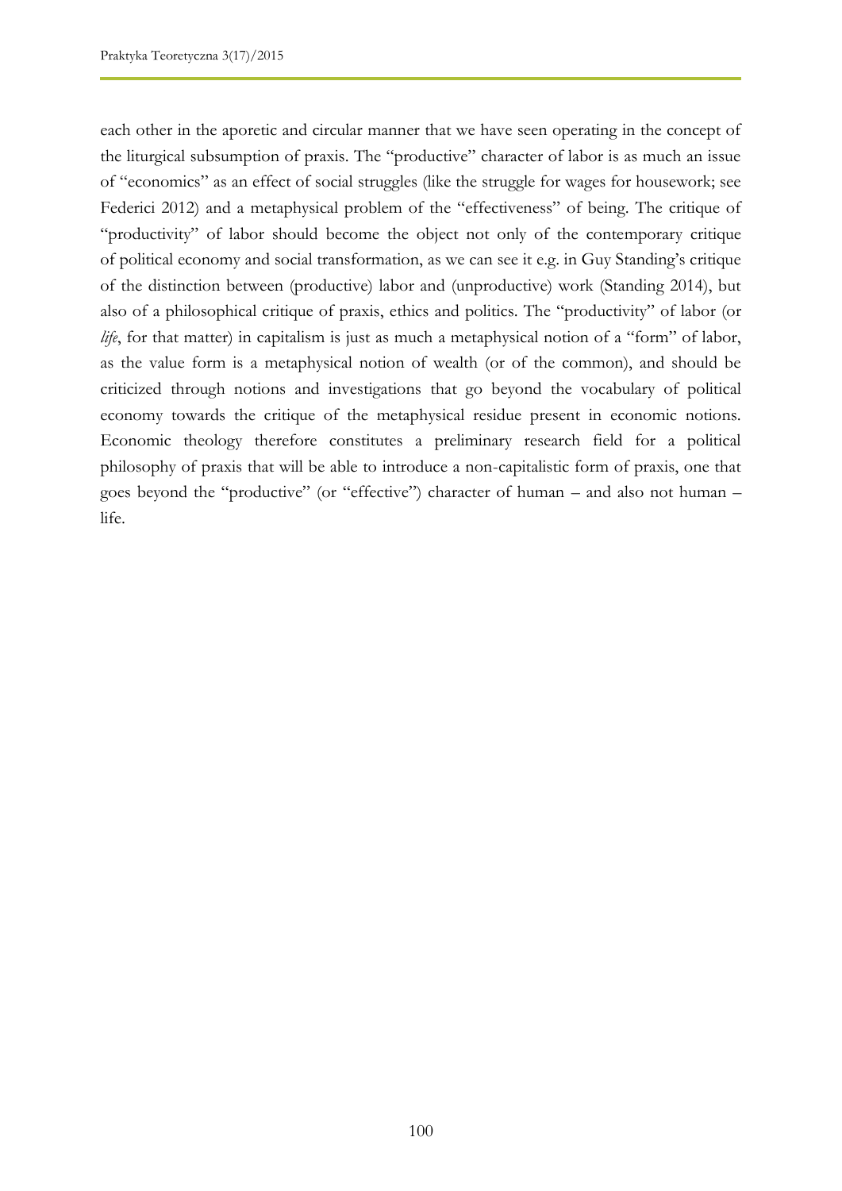each other in the aporetic and circular manner that we have seen operating in the concept of the liturgical subsumption of praxis. The "productive" character of labor is as much an issue of "economics" as an effect of social struggles (like the struggle for wages for housework; see Federici 2012) and a metaphysical problem of the "effectiveness" of being. The critique of "productivity" of labor should become the object not only of the contemporary critique of political economy and social transformation, as we can see it e.g. in Guy Standing's critique of the distinction between (productive) labor and (unproductive) work (Standing 2014), but also of a philosophical critique of praxis, ethics and politics. The "productivity" of labor (or *life*, for that matter) in capitalism is just as much a metaphysical notion of a "form" of labor, as the value form is a metaphysical notion of wealth (or of the common), and should be criticized through notions and investigations that go beyond the vocabulary of political economy towards the critique of the metaphysical residue present in economic notions. Economic theology therefore constitutes a preliminary research field for a political philosophy of praxis that will be able to introduce a non-capitalistic form of praxis, one that goes beyond the "productive" (or "effective") character of human – and also not human – life.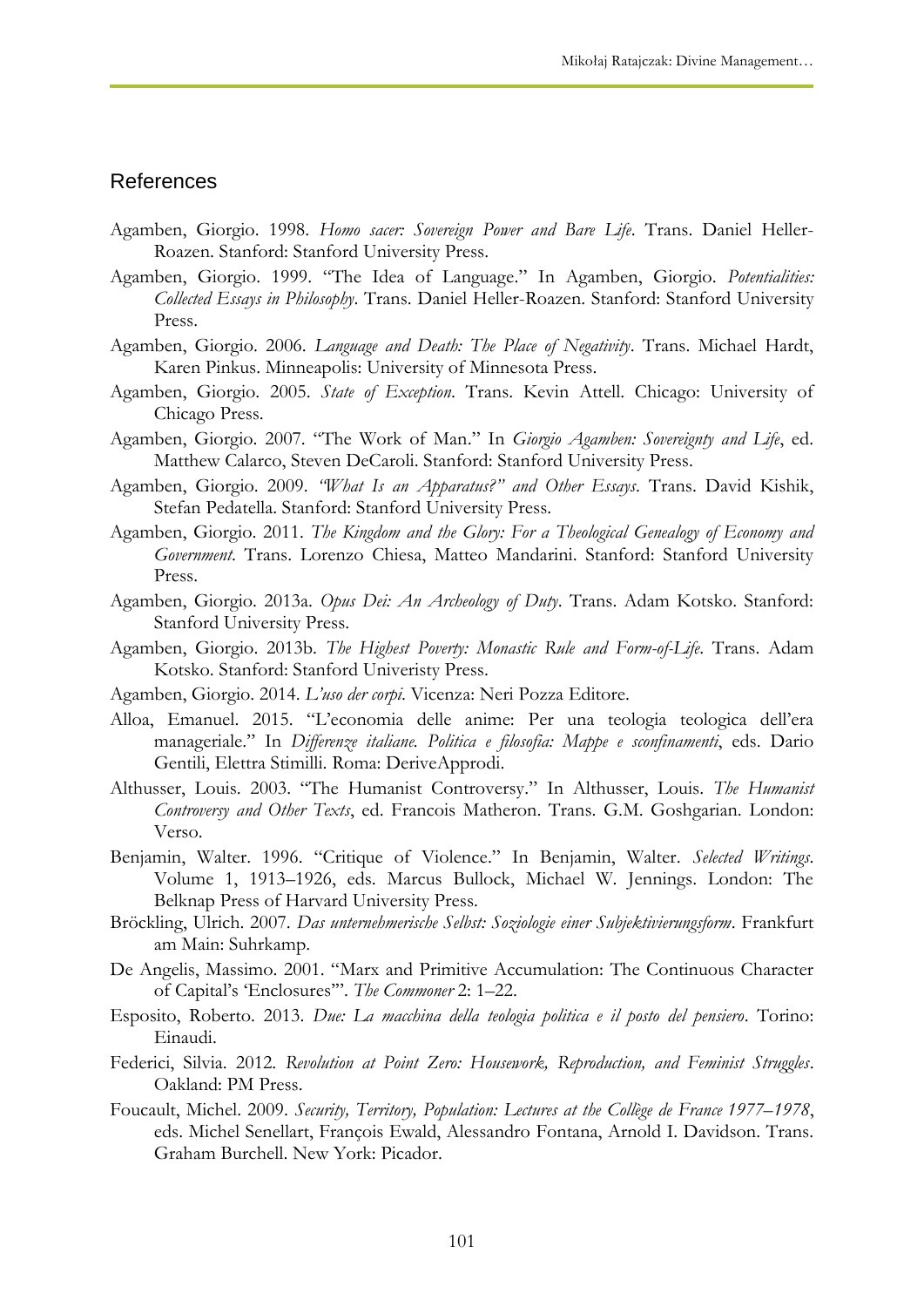## References

Agamben, Giorgio. 1998. *Homo sacer: Sovereign Power and Bare Life*. Trans. Daniel Heller-Roazen. Stanford: Stanford University Press.

Agamben, Giorgio. 1999. "The Idea of Language." In Agamben, Giorgio. *Potentialities: Collected Essays in Philosophy*. Trans. Daniel Heller-Roazen. Stanford: Stanford University Press.

Agamben, Giorgio. 2006. *Language and Death: The Place of Negativity*. Trans. Michael Hardt, Karen Pinkus. Minneapolis: University of Minnesota Press.

Agamben, Giorgio. 2005. *State of Exception*. Trans. Kevin Attell. Chicago: University of Chicago Press.

Agamben, Giorgio. 2007. "The Work of Man." In *Giorgio Agamben: Sovereignty and Life*, ed. Matthew Calarco, Steven DeCaroli. Stanford: Stanford University Press.

Agamben, Giorgio. 2009. *"What Is an Apparatus?" and Other Essays*. Trans. David Kishik, Stefan Pedatella. Stanford: Stanford University Press.

Agamben, Giorgio. 2011. *The Kingdom and the Glory: For a Theological Genealogy of Economy and Government*. Trans. Lorenzo Chiesa, Matteo Mandarini. Stanford: Stanford University Press.

Agamben, Giorgio. 2013a. *Opus Dei: An Archeology of Duty*. Trans. Adam Kotsko. Stanford: Stanford University Press.

Agamben, Giorgio. 2013b. *The Highest Poverty: Monastic Rule and Form-of-Life*. Trans. Adam Kotsko. Stanford: Stanford Univeristy Press.

Agamben, Giorgio. 2014. *L'uso der corpi*. Vicenza: Neri Pozza Editore.

Alloa, Emanuel. 2015. "L'economia delle anime: Per una teologia teologica dell'era manageriale." In *Differenze italiane. Politica e filosofia: Mappe e sconfinamenti*, eds. Dario Gentili, Elettra Stimilli. Roma: DeriveApprodi.

Althusser, Louis. 2003. "The Humanist Controversy." In Althusser, Louis. *The Humanist Controversy and Other Texts*, ed. Francois Matheron. Trans. G.M. Goshgarian. London: Verso.

Benjamin, Walter. 1996. "Critique of Violence." In Benjamin, Walter. *Selected Writings*. Volume 1, 1913–1926, eds. Marcus Bullock, Michael W. Jennings. London: The Belknap Press of Harvard University Press.

Bröckling, Ulrich. 2007. *Das unternehmerische Selbst: Soziologie einer Subjektivierungsform*. Frankfurt am Main: Suhrkamp.

De Angelis, Massimo. 2001. "Marx and Primitive Accumulation: The Continuous Character of Capital's 'Enclosures'". *The Commoner* 2: 1–22.

Esposito, Roberto. 2013. *Due: La macchina della teologia politica e il posto del pensiero*. Torino: Einaudi.

Federici, Silvia. 2012. *Revolution at Point Zero: Housework, Reproduction, and Feminist Struggles*. Oakland: PM Press.

Foucault, Michel. 2009. *Security, Territory, Population: Lectures at the Collège de France 1977–1978*, eds. Michel Senellart, François Ewald, Alessandro Fontana, Arnold I. Davidson. Trans. Graham Burchell. New York: Picador.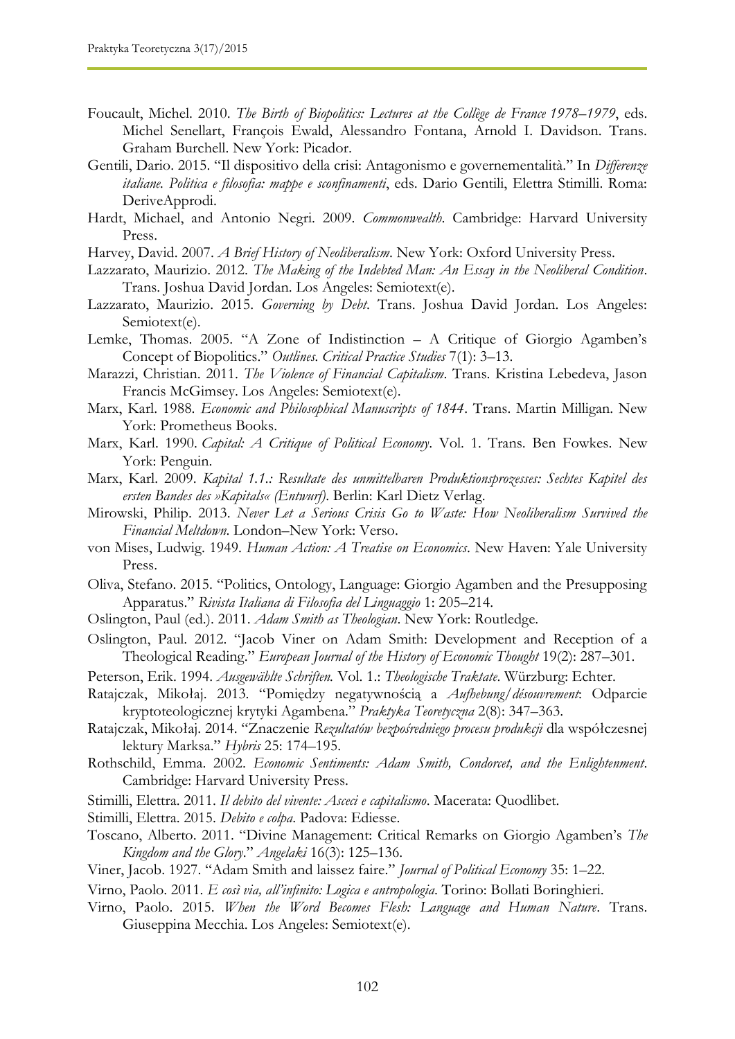Foucault, Michel. 2010. *The Birth of Biopolitics: Lectures at the Collège de France 1978–1979*, eds. Michel Senellart, François Ewald, Alessandro Fontana, Arnold I. Davidson. Trans. Graham Burchell. New York: Picador.

Gentili, Dario. 2015. "Il dispositivo della crisi: Antagonismo e governementalità." In *Differenze italiane. Politica e filosofia: mappe e sconfinamenti*, eds. Dario Gentili, Elettra Stimilli. Roma: DeriveApprodi.

Hardt, Michael, and Antonio Negri. 2009. *Commonwealth*. Cambridge: Harvard University Press.

Harvey, David. 2007. *A Brief History of Neoliberalism*. New York: Oxford University Press.

Lazzarato, Maurizio. 2012. *The Making of the Indebted Man: An Essay in the Neoliberal Condition*. Trans. Joshua David Jordan. Los Angeles: Semiotext(e).

Lazzarato, Maurizio. 2015. *Governing by Debt*. Trans. Joshua David Jordan. Los Angeles: Semiotext(e).

Lemke, Thomas. 2005. "A Zone of Indistinction – A Critique of Giorgio Agamben's Concept of Biopolitics." *Outlines. Critical Practice Studies* 7(1): 3–13.

Marazzi, Christian. 2011. *The Violence of Financial Capitalism*. Trans. Kristina Lebedeva, Jason Francis McGimsey. Los Angeles: Semiotext(e).

Marx, Karl. 1988. *Economic and Philosophical Manuscripts of 1844*. Trans. Martin Milligan. New York: Prometheus Books.

Marx, Karl. 1990. *Capital: A Critique of Political Economy*. Vol. 1. Trans. Ben Fowkes. New York: Penguin.

Marx, Karl. 2009. *Kapital 1.1.: Resultate des unmittelbaren Produktionsprozesses: Sechtes Kapitel des ersten Bandes des »Kapitals« (Entwurf)*. Berlin: Karl Dietz Verlag.

Mirowski, Philip. 2013. *Never Let a Serious Crisis Go to Waste: How Neoliberalism Survived the Financial Meltdown*. London–New York: Verso.

von Mises, Ludwig. 1949. *Human Action: A Treatise on Economics*. New Haven: Yale University Press.

Oliva, Stefano. 2015. "Politics, Ontology, Language: Giorgio Agamben and the Presupposing Apparatus." *Rivista Italiana di Filosofia del Linguaggio* 1: 205–214.

Oslington, Paul (ed.). 2011. *Adam Smith as Theologian*. New York: Routledge.

Oslington, Paul. 2012. "Jacob Viner on Adam Smith: Development and Reception of a Theological Reading." *European Journal of the History of Economic Thought* 19(2): 287–301.

Peterson, Erik. 1994. *Ausgewählte Schriften.* Vol. 1.: *Theologische Traktate*. Würzburg: Echter.

Ratajczak, Mikołaj. 2013. "Pomiędzy negatywnością a *Aufhebung/désouvrement*: Odparcie kryptoteologicznej krytyki Agambena." *Praktyka Teoretyczna* 2(8): 347–363.

Ratajczak, Mikołaj. 2014. "Znaczenie *Rezultatów bezpośredniego procesu produkcji* dla współczesnej lektury Marksa." *Hybris* 25: 174–195.

Rothschild, Emma. 2002. *Economic Sentiments: Adam Smith, Condorcet, and the Enlightenment*. Cambridge: Harvard University Press.

Stimilli, Elettra. 2011. *Il debito del vivente: Asceci e capitalismo*. Macerata: Quodlibet.

Stimilli, Elettra. 2015. *Debito e colpa*. Padova: Ediesse.

Toscano, Alberto. 2011. "Divine Management: Critical Remarks on Giorgio Agamben's *The Kingdom and the Glory*." *Angelaki* 16(3): 125–136.

Viner, Jacob. 1927. "Adam Smith and laissez faire." *Journal of Political Economy* 35: 1–22.

Virno, Paolo. 2011. *E così via, all'infinito: Logica e antropologia*. Torino: Bollati Boringhieri.

Virno, Paolo. 2015. *When the Word Becomes Flesh: Language and Human Nature*. Trans. Giuseppina Mecchia. Los Angeles: Semiotext(e).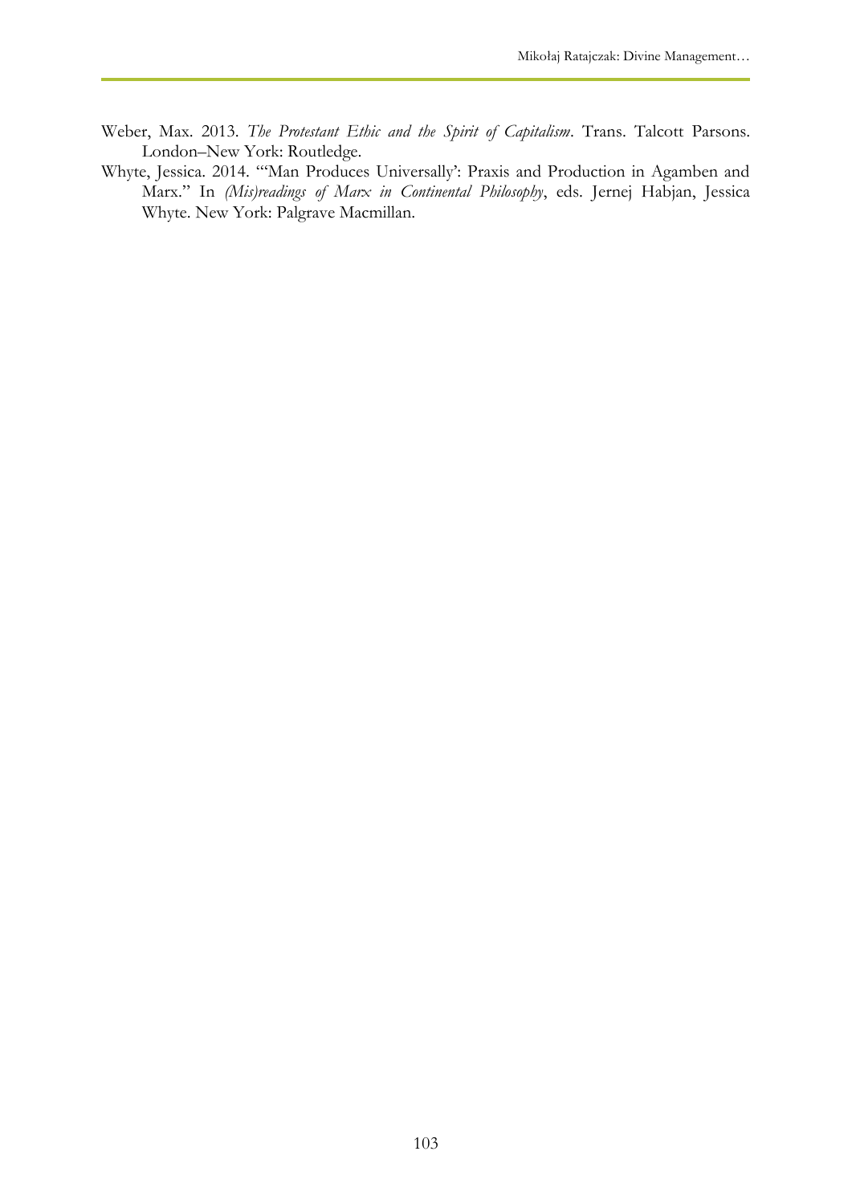Weber, Max. 2013. *The Protestant Ethic and the Spirit of Capitalism*. Trans. Talcott Parsons. London–New York: Routledge.

Whyte, Jessica. 2014. "'Man Produces Universally': Praxis and Production in Agamben and Marx." In *(Mis)readings of Marx in Continental Philosophy*, eds. Jernej Habjan, Jessica Whyte. New York: Palgrave Macmillan.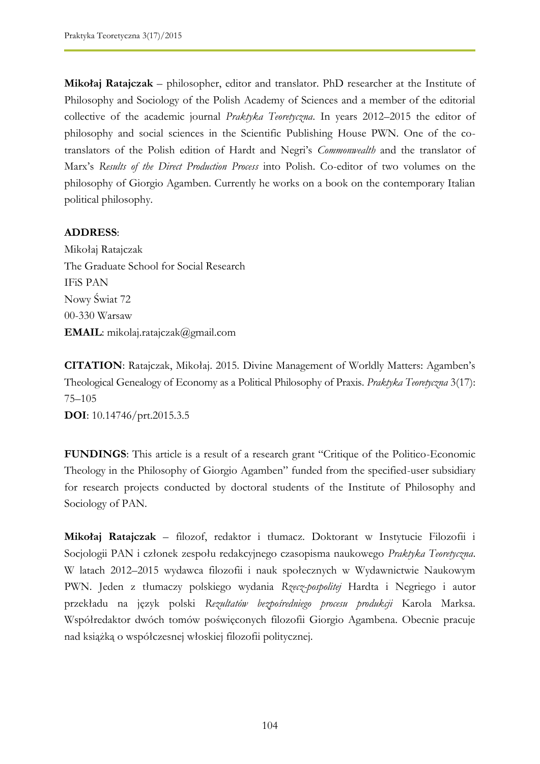**Mikołaj Ratajczak** – philosopher, editor and translator. PhD researcher at the Institute of Philosophy and Sociology of the Polish Academy of Sciences and a member of the editorial collective of the academic journal *Praktyka Teoretyczna*. In years 2012–2015 the editor of philosophy and social sciences in the Scientific Publishing House PWN. One of the co-translators of the Polish edition of Hardt and Negri's *Commonwealth* and the translator of Marx's *Results of the Direct Production Process* into Polish. Co-editor of two volumes on the philosophy of Giorgio Agamben. Currently he works on a book on the contemporary Italian political philosophy.

**ADDRESS**:
Mikołaj Ratajczak
The Graduate School for Social Research
IFiS PAN
Nowy Świat 72
00-330 Warsaw
**EMAIL**: mikolaj.ratajczak@gmail.com

**CITATION**: Ratajczak, Mikołaj. 2015. Divine Management of Worldly Matters: Agamben's Theological Genealogy of Economy as a Political Philosophy of Praxis. *Praktyka Teoretyczna* 3(17): 75–105
**DOI**: 10.14746/prt.2015.3.5

**FUNDINGS**: This article is a result of a research grant "Critique of the Politico-Economic Theology in the Philosophy of Giorgio Agamben" funded from the specified-user subsidiary for research projects conducted by doctoral students of the Institute of Philosophy and Sociology of PAN.

**Mikołaj Ratajczak** – filozof, redaktor i tłumacz. Doktorant w Instytucie Filozofii i Socjologii PAN i członek zespołu redakcyjnego czasopisma naukowego *Praktyka Teoretyczna*. W latach 2012–2015 wydawca filozofii i nauk społecznych w Wydawnictwie Naukowym PWN. Jeden z tłumaczy polskiego wydania *Rzecz-pospolitej* Hardta i Negriego i autor przekładu na język polski *Rezultatów bezpośredniego procesu produkcji* Karola Marksa. Współredaktor dwóch tomów poświęconych filozofii Giorgio Agambena. Obecnie pracuje nad książką o współczesnej włoskiej filozofii politycznej.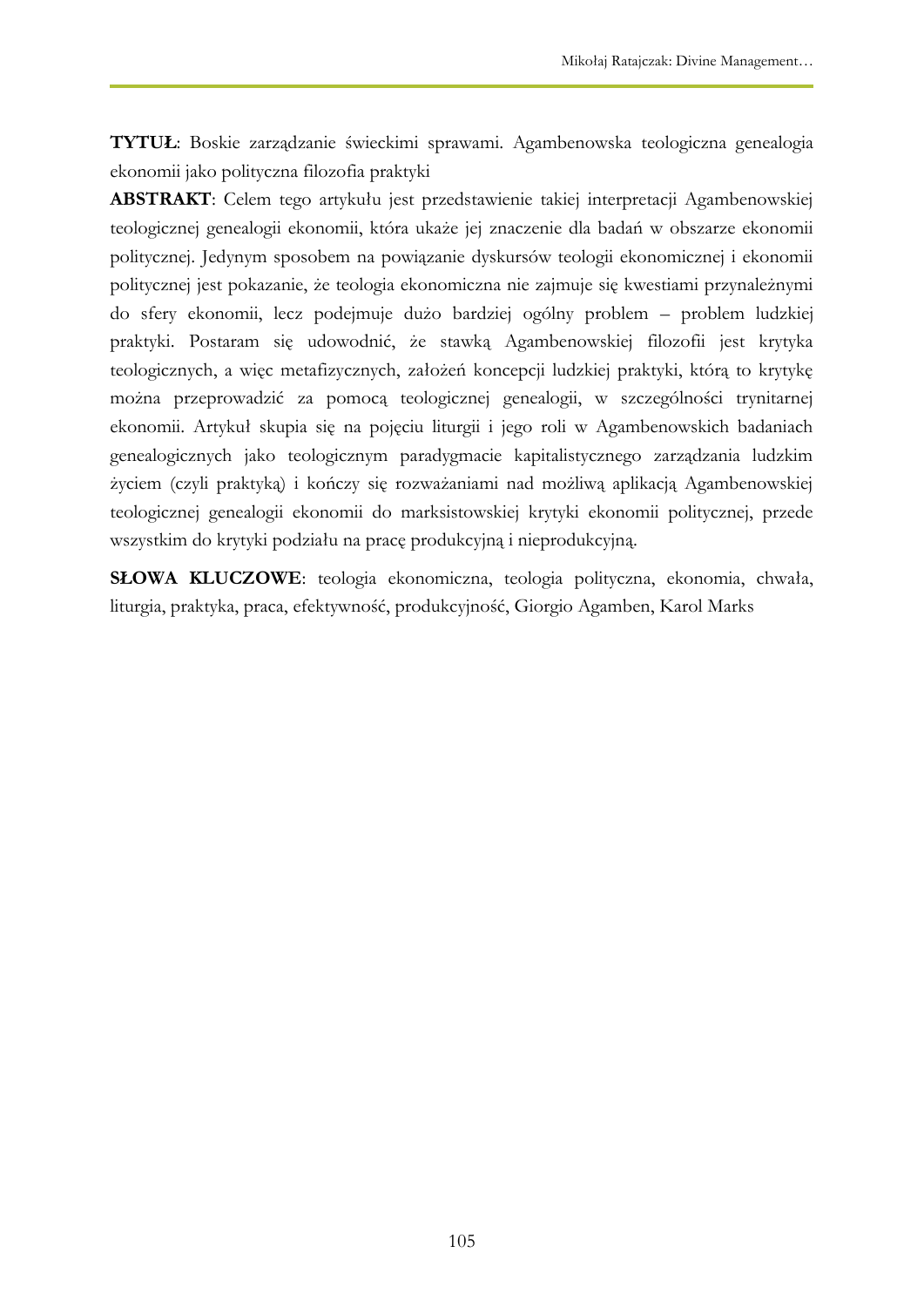**TYTUŁ**: Boskie zarządzanie świeckimi sprawami. Agambenowska teologiczna genealogia ekonomii jako polityczna filozofia praktyki

**ABSTRAKT**: Celem tego artykułu jest przedstawienie takiej interpretacji Agambenowskiej teologicznej genealogii ekonomii, która ukaże jej znaczenie dla badań w obszarze ekonomii politycznej. Jedynym sposobem na powiązanie dyskursów teologii ekonomicznej i ekonomii politycznej jest pokazanie, że teologia ekonomiczna nie zajmuje się kwestiami przynależnymi do sfery ekonomii, lecz podejmuje dużo bardziej ogólny problem – problem ludzkiej praktyki. Postaram się udowodnić, że stawką Agambenowskiej filozofii jest krytyka teologicznych, a więc metafizycznych, założeń koncepcji ludzkiej praktyki, którą to krytykę można przeprowadzić za pomocą teologicznej genealogii, w szczególności trynitarnej ekonomii. Artykuł skupia się na pojęciu liturgii i jego roli w Agambenowskich badaniach genealogicznych jako teologicznym paradygmacie kapitalistycznego zarządzania ludzkim życiem (czyli praktyką) i kończy się rozważaniami nad możliwą aplikacją Agambenowskiej teologicznej genealogii ekonomii do marksistowskiej krytyki ekonomii politycznej, przede wszystkim do krytyki podziału na pracę produkcyjną i nieprodukcyjną.

**SŁOWA KLUCZOWE**: teologia ekonomiczna, teologia polityczna, ekonomia, chwała, liturgia, praktyka, praca, efektywność, produkcyjność, Giorgio Agamben, Karol Marks